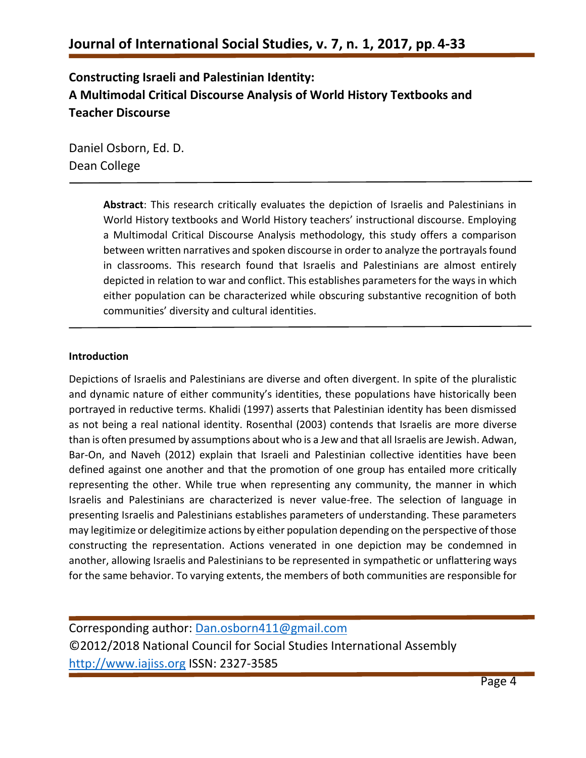# Constructing Israeli and Palestinian Identity: A Multimodal Critical Discourse Analysis of World History Textbooks and Teacher Discourse

Daniel Osborn, Ed. D.
Dean College

**Abstract**: This research critically evaluates the depiction of Israelis and Palestinians in World History textbooks and World History teachers' instructional discourse. Employing a Multimodal Critical Discourse Analysis methodology, this study offers a comparison between written narratives and spoken discourse in order to analyze the portrayals found in classrooms. This research found that Israelis and Palestinians are almost entirely depicted in relation to war and conflict. This establishes parameters for the ways in which either population can be characterized while obscuring substantive recognition of both communities' diversity and cultural identities.

## Introduction

Depictions of Israelis and Palestinians are diverse and often divergent. In spite of the pluralistic and dynamic nature of either community's identities, these populations have historically been portrayed in reductive terms. Khalidi (1997) asserts that Palestinian identity has been dismissed as not being a real national identity. Rosenthal (2003) contends that Israelis are more diverse than is often presumed by assumptions about who is a Jew and that all Israelis are Jewish. Adwan, Bar-On, and Naveh (2012) explain that Israeli and Palestinian collective identities have been defined against one another and that the promotion of one group has entailed more critically representing the other. While true when representing any community, the manner in which Israelis and Palestinians are characterized is never value-free. The selection of language in presenting Israelis and Palestinians establishes parameters of understanding. These parameters may legitimize or delegitimize actions by either population depending on the perspective of those constructing the representation. Actions venerated in one depiction may be condemned in another, allowing Israelis and Palestinians to be represented in sympathetic or unflattering ways for the same behavior. To varying extents, the members of both communities are responsible for

Corresponding author: Dan.osborn411@gmail.com
©2012/2018 National Council for Social Studies International Assembly
http://www.iajiss.org ISSN: 2327-3585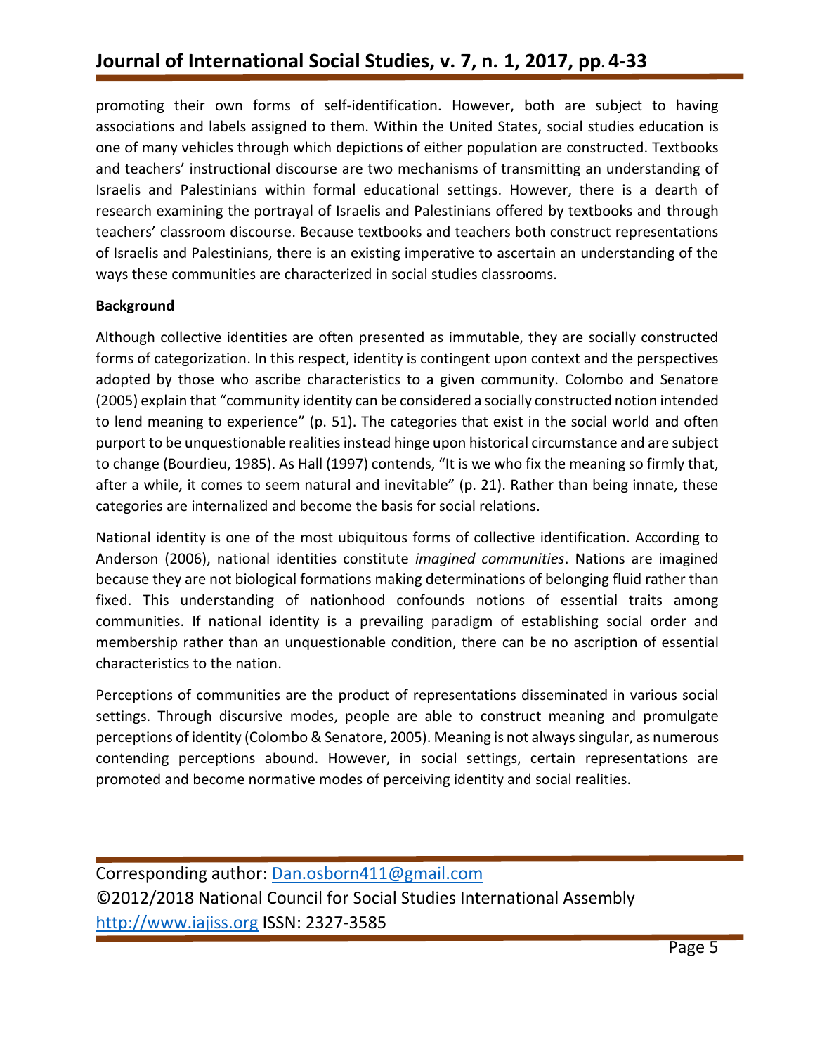promoting their own forms of self-identification. However, both are subject to having associations and labels assigned to them. Within the United States, social studies education is one of many vehicles through which depictions of either population are constructed. Textbooks and teachers' instructional discourse are two mechanisms of transmitting an understanding of Israelis and Palestinians within formal educational settings. However, there is a dearth of research examining the portrayal of Israelis and Palestinians offered by textbooks and through teachers' classroom discourse. Because textbooks and teachers both construct representations of Israelis and Palestinians, there is an existing imperative to ascertain an understanding of the ways these communities are characterized in social studies classrooms.

**Background**

Although collective identities are often presented as immutable, they are socially constructed forms of categorization. In this respect, identity is contingent upon context and the perspectives adopted by those who ascribe characteristics to a given community. Colombo and Senatore (2005) explain that "community identity can be considered a socially constructed notion intended to lend meaning to experience" (p. 51). The categories that exist in the social world and often purport to be unquestionable realities instead hinge upon historical circumstance and are subject to change (Bourdieu, 1985). As Hall (1997) contends, "It is we who fix the meaning so firmly that, after a while, it comes to seem natural and inevitable" (p. 21). Rather than being innate, these categories are internalized and become the basis for social relations.

National identity is one of the most ubiquitous forms of collective identification. According to Anderson (2006), national identities constitute *imagined communities*. Nations are imagined because they are not biological formations making determinations of belonging fluid rather than fixed. This understanding of nationhood confounds notions of essential traits among communities. If national identity is a prevailing paradigm of establishing social order and membership rather than an unquestionable condition, there can be no ascription of essential characteristics to the nation.

Perceptions of communities are the product of representations disseminated in various social settings. Through discursive modes, people are able to construct meaning and promulgate perceptions of identity (Colombo & Senatore, 2005). Meaning is not always singular, as numerous contending perceptions abound. However, in social settings, certain representations are promoted and become normative modes of perceiving identity and social realities.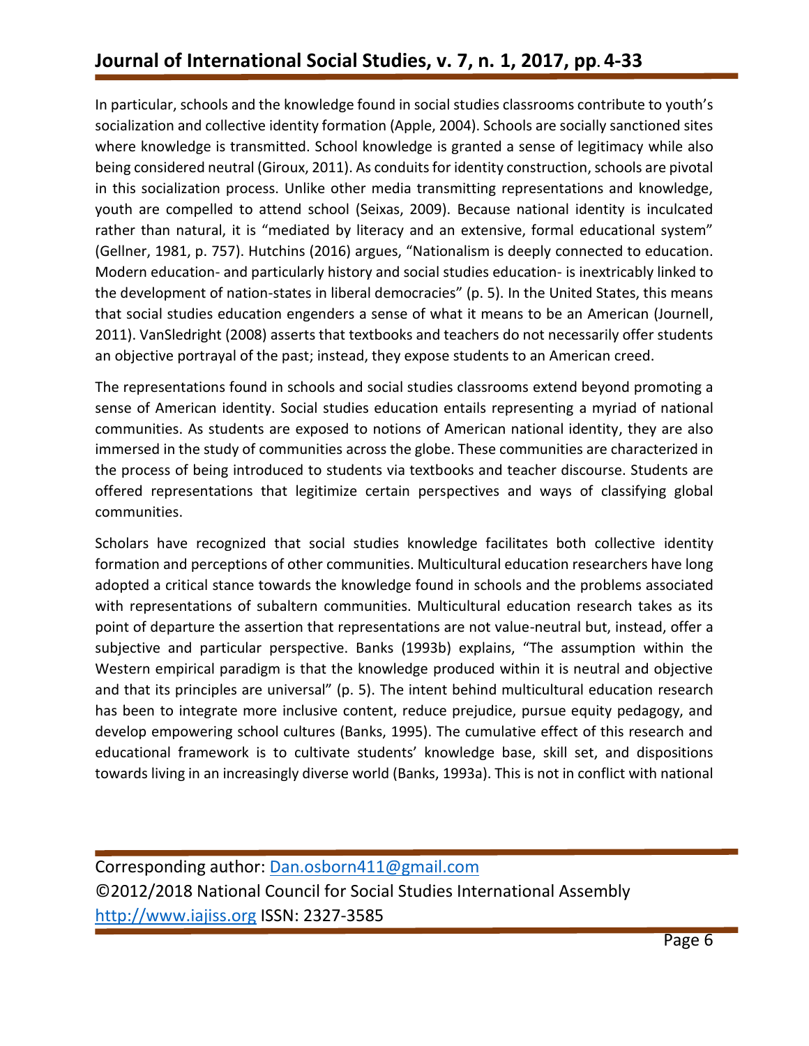In particular, schools and the knowledge found in social studies classrooms contribute to youth's socialization and collective identity formation (Apple, 2004). Schools are socially sanctioned sites where knowledge is transmitted. School knowledge is granted a sense of legitimacy while also being considered neutral (Giroux, 2011). As conduits for identity construction, schools are pivotal in this socialization process. Unlike other media transmitting representations and knowledge, youth are compelled to attend school (Seixas, 2009). Because national identity is inculcated rather than natural, it is "mediated by literacy and an extensive, formal educational system" (Gellner, 1981, p. 757). Hutchins (2016) argues, "Nationalism is deeply connected to education. Modern education- and particularly history and social studies education- is inextricably linked to the development of nation-states in liberal democracies" (p. 5). In the United States, this means that social studies education engenders a sense of what it means to be an American (Journell, 2011). VanSledright (2008) asserts that textbooks and teachers do not necessarily offer students an objective portrayal of the past; instead, they expose students to an American creed.

The representations found in schools and social studies classrooms extend beyond promoting a sense of American identity. Social studies education entails representing a myriad of national communities. As students are exposed to notions of American national identity, they are also immersed in the study of communities across the globe. These communities are characterized in the process of being introduced to students via textbooks and teacher discourse. Students are offered representations that legitimize certain perspectives and ways of classifying global communities.

Scholars have recognized that social studies knowledge facilitates both collective identity formation and perceptions of other communities. Multicultural education researchers have long adopted a critical stance towards the knowledge found in schools and the problems associated with representations of subaltern communities. Multicultural education research takes as its point of departure the assertion that representations are not value-neutral but, instead, offer a subjective and particular perspective. Banks (1993b) explains, "The assumption within the Western empirical paradigm is that the knowledge produced within it is neutral and objective and that its principles are universal" (p. 5). The intent behind multicultural education research has been to integrate more inclusive content, reduce prejudice, pursue equity pedagogy, and develop empowering school cultures (Banks, 1995). The cumulative effect of this research and educational framework is to cultivate students' knowledge base, skill set, and dispositions towards living in an increasingly diverse world (Banks, 1993a). This is not in conflict with national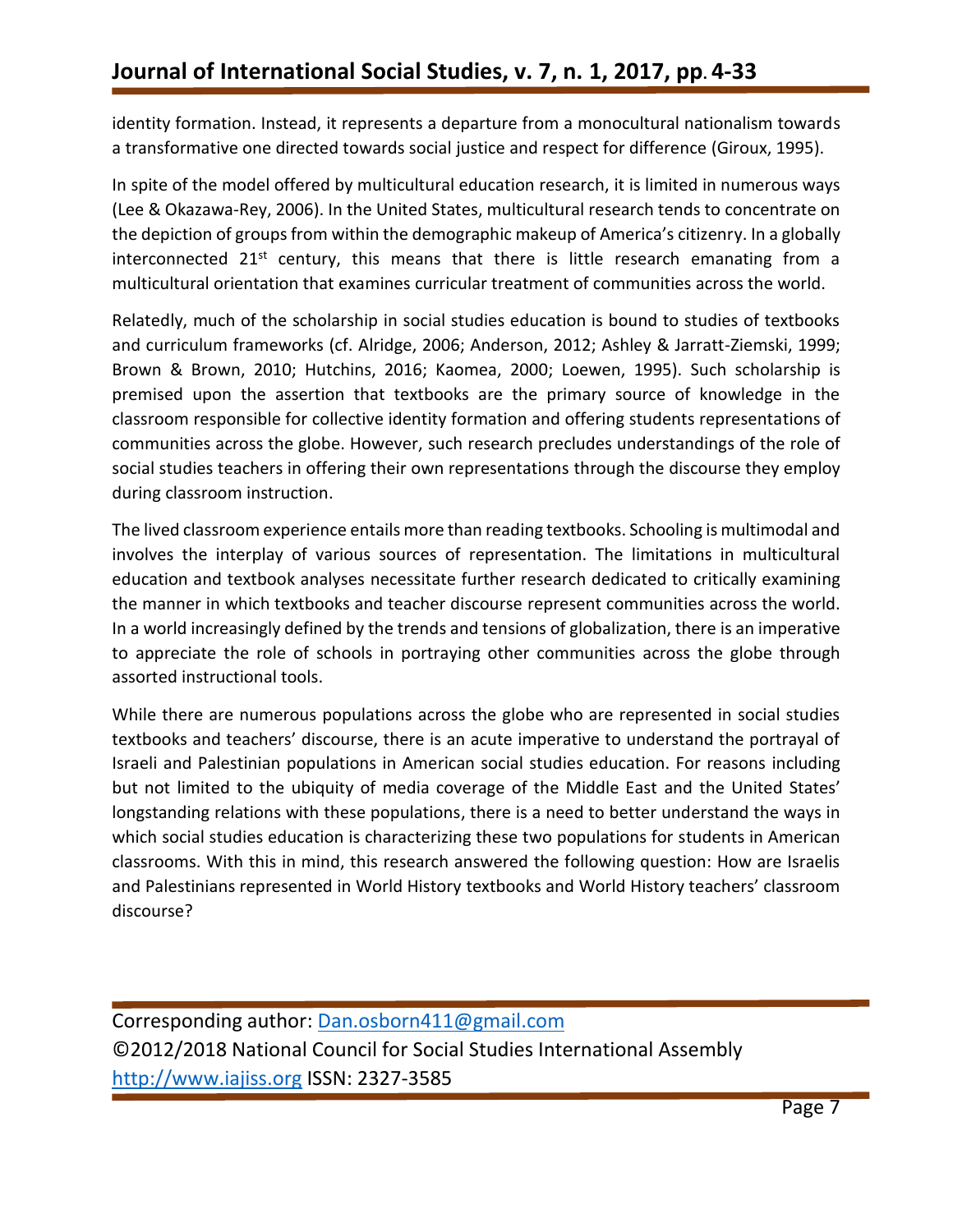identity formation. Instead, it represents a departure from a monocultural nationalism towards a transformative one directed towards social justice and respect for difference (Giroux, 1995).

In spite of the model offered by multicultural education research, it is limited in numerous ways (Lee & Okazawa-Rey, 2006). In the United States, multicultural research tends to concentrate on the depiction of groups from within the demographic makeup of America's citizenry. In a globally interconnected 21st century, this means that there is little research emanating from a multicultural orientation that examines curricular treatment of communities across the world.

Relatedly, much of the scholarship in social studies education is bound to studies of textbooks and curriculum frameworks (cf. Alridge, 2006; Anderson, 2012; Ashley & Jarratt-Ziemski, 1999; Brown & Brown, 2010; Hutchins, 2016; Kaomea, 2000; Loewen, 1995). Such scholarship is premised upon the assertion that textbooks are the primary source of knowledge in the classroom responsible for collective identity formation and offering students representations of communities across the globe. However, such research precludes understandings of the role of social studies teachers in offering their own representations through the discourse they employ during classroom instruction.

The lived classroom experience entails more than reading textbooks. Schooling is multimodal and involves the interplay of various sources of representation. The limitations in multicultural education and textbook analyses necessitate further research dedicated to critically examining the manner in which textbooks and teacher discourse represent communities across the world. In a world increasingly defined by the trends and tensions of globalization, there is an imperative to appreciate the role of schools in portraying other communities across the globe through assorted instructional tools.

While there are numerous populations across the globe who are represented in social studies textbooks and teachers' discourse, there is an acute imperative to understand the portrayal of Israeli and Palestinian populations in American social studies education. For reasons including but not limited to the ubiquity of media coverage of the Middle East and the United States' longstanding relations with these populations, there is a need to better understand the ways in which social studies education is characterizing these two populations for students in American classrooms. With this in mind, this research answered the following question: How are Israelis and Palestinians represented in World History textbooks and World History teachers' classroom discourse?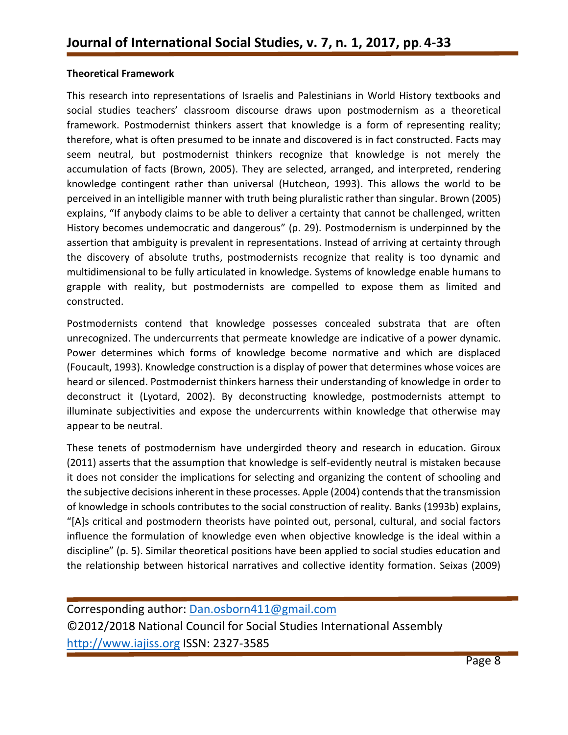**Theoretical Framework**

This research into representations of Israelis and Palestinians in World History textbooks and social studies teachers' classroom discourse draws upon postmodernism as a theoretical framework. Postmodernist thinkers assert that knowledge is a form of representing reality; therefore, what is often presumed to be innate and discovered is in fact constructed. Facts may seem neutral, but postmodernist thinkers recognize that knowledge is not merely the accumulation of facts (Brown, 2005). They are selected, arranged, and interpreted, rendering knowledge contingent rather than universal (Hutcheon, 1993). This allows the world to be perceived in an intelligible manner with truth being pluralistic rather than singular. Brown (2005) explains, "If anybody claims to be able to deliver a certainty that cannot be challenged, written History becomes undemocratic and dangerous" (p. 29). Postmodernism is underpinned by the assertion that ambiguity is prevalent in representations. Instead of arriving at certainty through the discovery of absolute truths, postmodernists recognize that reality is too dynamic and multidimensional to be fully articulated in knowledge. Systems of knowledge enable humans to grapple with reality, but postmodernists are compelled to expose them as limited and constructed.

Postmodernists contend that knowledge possesses concealed substrata that are often unrecognized. The undercurrents that permeate knowledge are indicative of a power dynamic. Power determines which forms of knowledge become normative and which are displaced (Foucault, 1993). Knowledge construction is a display of power that determines whose voices are heard or silenced. Postmodernist thinkers harness their understanding of knowledge in order to deconstruct it (Lyotard, 2002). By deconstructing knowledge, postmodernists attempt to illuminate subjectivities and expose the undercurrents within knowledge that otherwise may appear to be neutral.

These tenets of postmodernism have undergirded theory and research in education. Giroux (2011) asserts that the assumption that knowledge is self-evidently neutral is mistaken because it does not consider the implications for selecting and organizing the content of schooling and the subjective decisions inherent in these processes. Apple (2004) contends that the transmission of knowledge in schools contributes to the social construction of reality. Banks (1993b) explains, "[A]s critical and postmodern theorists have pointed out, personal, cultural, and social factors influence the formulation of knowledge even when objective knowledge is the ideal within a discipline" (p. 5). Similar theoretical positions have been applied to social studies education and the relationship between historical narratives and collective identity formation. Seixas (2009)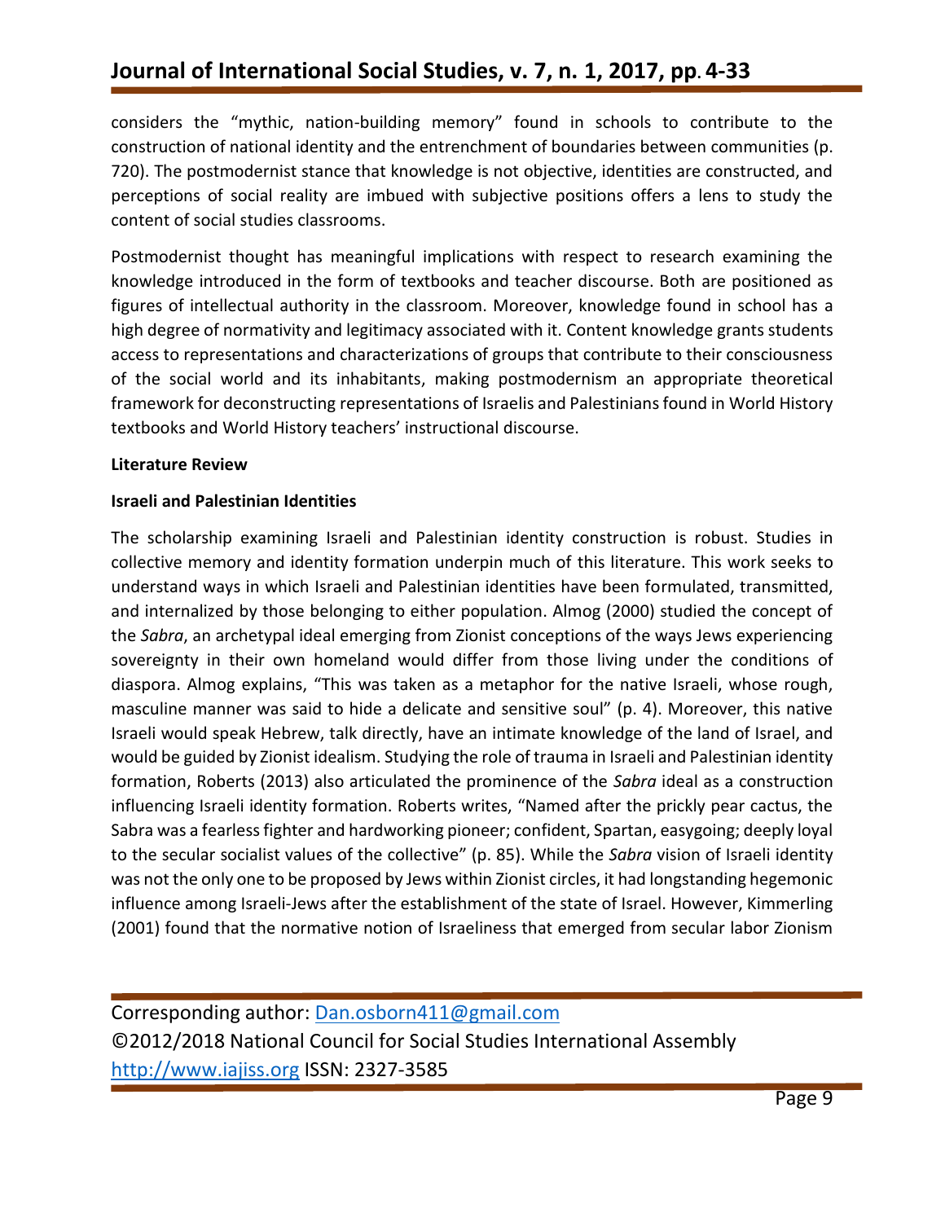considers the "mythic, nation-building memory" found in schools to contribute to the construction of national identity and the entrenchment of boundaries between communities (p. 720). The postmodernist stance that knowledge is not objective, identities are constructed, and perceptions of social reality are imbued with subjective positions offers a lens to study the content of social studies classrooms.

Postmodernist thought has meaningful implications with respect to research examining the knowledge introduced in the form of textbooks and teacher discourse. Both are positioned as figures of intellectual authority in the classroom. Moreover, knowledge found in school has a high degree of normativity and legitimacy associated with it. Content knowledge grants students access to representations and characterizations of groups that contribute to their consciousness of the social world and its inhabitants, making postmodernism an appropriate theoretical framework for deconstructing representations of Israelis and Palestinians found in World History textbooks and World History teachers' instructional discourse.

**Literature Review**

**Israeli and Palestinian Identities**

The scholarship examining Israeli and Palestinian identity construction is robust. Studies in collective memory and identity formation underpin much of this literature. This work seeks to understand ways in which Israeli and Palestinian identities have been formulated, transmitted, and internalized by those belonging to either population. Almog (2000) studied the concept of the *Sabra*, an archetypal ideal emerging from Zionist conceptions of the ways Jews experiencing sovereignty in their own homeland would differ from those living under the conditions of diaspora. Almog explains, "This was taken as a metaphor for the native Israeli, whose rough, masculine manner was said to hide a delicate and sensitive soul" (p. 4). Moreover, this native Israeli would speak Hebrew, talk directly, have an intimate knowledge of the land of Israel, and would be guided by Zionist idealism. Studying the role of trauma in Israeli and Palestinian identity formation, Roberts (2013) also articulated the prominence of the *Sabra* ideal as a construction influencing Israeli identity formation. Roberts writes, "Named after the prickly pear cactus, the Sabra was a fearless fighter and hardworking pioneer; confident, Spartan, easygoing; deeply loyal to the secular socialist values of the collective" (p. 85). While the *Sabra* vision of Israeli identity was not the only one to be proposed by Jews within Zionist circles, it had longstanding hegemonic influence among Israeli-Jews after the establishment of the state of Israel. However, Kimmerling (2001) found that the normative notion of Israeliness that emerged from secular labor Zionism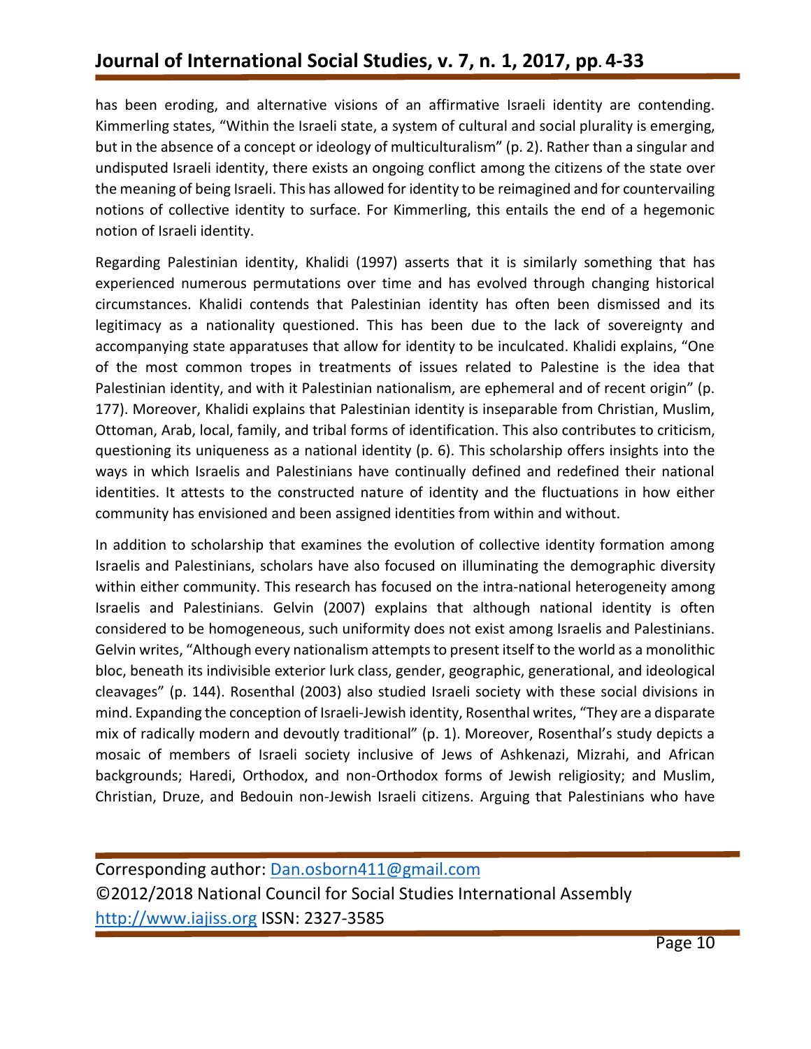has been eroding, and alternative visions of an affirmative Israeli identity are contending. Kimmerling states, "Within the Israeli state, a system of cultural and social plurality is emerging, but in the absence of a concept or ideology of multiculturalism" (p. 2). Rather than a singular and undisputed Israeli identity, there exists an ongoing conflict among the citizens of the state over the meaning of being Israeli. This has allowed for identity to be reimagined and for countervailing notions of collective identity to surface. For Kimmerling, this entails the end of a hegemonic notion of Israeli identity.

Regarding Palestinian identity, Khalidi (1997) asserts that it is similarly something that has experienced numerous permutations over time and has evolved through changing historical circumstances. Khalidi contends that Palestinian identity has often been dismissed and its legitimacy as a nationality questioned. This has been due to the lack of sovereignty and accompanying state apparatuses that allow for identity to be inculcated. Khalidi explains, "One of the most common tropes in treatments of issues related to Palestine is the idea that Palestinian identity, and with it Palestinian nationalism, are ephemeral and of recent origin" (p. 177). Moreover, Khalidi explains that Palestinian identity is inseparable from Christian, Muslim, Ottoman, Arab, local, family, and tribal forms of identification. This also contributes to criticism, questioning its uniqueness as a national identity (p. 6). This scholarship offers insights into the ways in which Israelis and Palestinians have continually defined and redefined their national identities. It attests to the constructed nature of identity and the fluctuations in how either community has envisioned and been assigned identities from within and without.

In addition to scholarship that examines the evolution of collective identity formation among Israelis and Palestinians, scholars have also focused on illuminating the demographic diversity within either community. This research has focused on the intra-national heterogeneity among Israelis and Palestinians. Gelvin (2007) explains that although national identity is often considered to be homogeneous, such uniformity does not exist among Israelis and Palestinians. Gelvin writes, "Although every nationalism attempts to present itself to the world as a monolithic bloc, beneath its indivisible exterior lurk class, gender, geographic, generational, and ideological cleavages" (p. 144). Rosenthal (2003) also studied Israeli society with these social divisions in mind. Expanding the conception of Israeli-Jewish identity, Rosenthal writes, "They are a disparate mix of radically modern and devoutly traditional" (p. 1). Moreover, Rosenthal's study depicts a mosaic of members of Israeli society inclusive of Jews of Ashkenazi, Mizrahi, and African backgrounds; Haredi, Orthodox, and non-Orthodox forms of Jewish religiosity; and Muslim, Christian, Druze, and Bedouin non-Jewish Israeli citizens. Arguing that Palestinians who have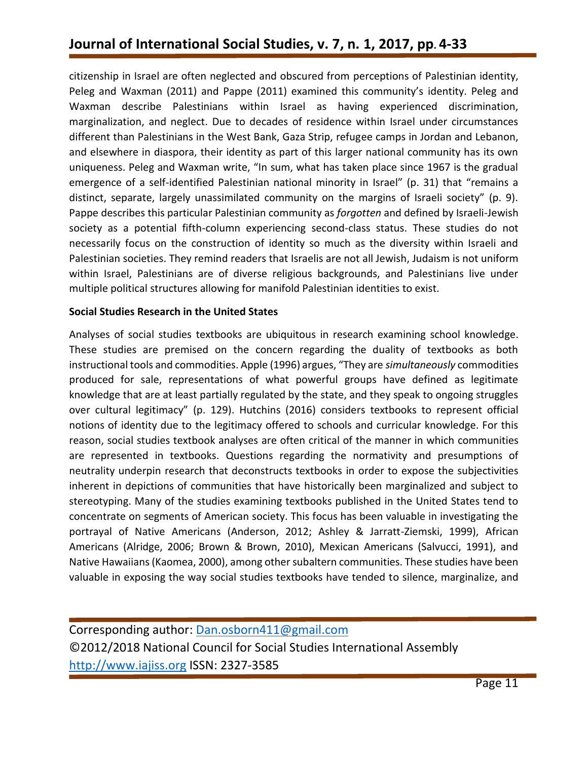citizenship in Israel are often neglected and obscured from perceptions of Palestinian identity, Peleg and Waxman (2011) and Pappe (2011) examined this community's identity. Peleg and Waxman describe Palestinians within Israel as having experienced discrimination, marginalization, and neglect. Due to decades of residence within Israel under circumstances different than Palestinians in the West Bank, Gaza Strip, refugee camps in Jordan and Lebanon, and elsewhere in diaspora, their identity as part of this larger national community has its own uniqueness. Peleg and Waxman write, "In sum, what has taken place since 1967 is the gradual emergence of a self-identified Palestinian national minority in Israel" (p. 31) that "remains a distinct, separate, largely unassimilated community on the margins of Israeli society" (p. 9). Pappe describes this particular Palestinian community as *forgotten* and defined by Israeli-Jewish society as a potential fifth-column experiencing second-class status. These studies do not necessarily focus on the construction of identity so much as the diversity within Israeli and Palestinian societies. They remind readers that Israelis are not all Jewish, Judaism is not uniform within Israel, Palestinians are of diverse religious backgrounds, and Palestinians live under multiple political structures allowing for manifold Palestinian identities to exist.

**Social Studies Research in the United States**

Analyses of social studies textbooks are ubiquitous in research examining school knowledge. These studies are premised on the concern regarding the duality of textbooks as both instructional tools and commodities. Apple (1996) argues, "They are *simultaneously* commodities produced for sale, representations of what powerful groups have defined as legitimate knowledge that are at least partially regulated by the state, and they speak to ongoing struggles over cultural legitimacy" (p. 129). Hutchins (2016) considers textbooks to represent official notions of identity due to the legitimacy offered to schools and curricular knowledge. For this reason, social studies textbook analyses are often critical of the manner in which communities are represented in textbooks. Questions regarding the normativity and presumptions of neutrality underpin research that deconstructs textbooks in order to expose the subjectivities inherent in depictions of communities that have historically been marginalized and subject to stereotyping. Many of the studies examining textbooks published in the United States tend to concentrate on segments of American society. This focus has been valuable in investigating the portrayal of Native Americans (Anderson, 2012; Ashley & Jarratt-Ziemski, 1999), African Americans (Alridge, 2006; Brown & Brown, 2010), Mexican Americans (Salvucci, 1991), and Native Hawaiians (Kaomea, 2000), among other subaltern communities. These studies have been valuable in exposing the way social studies textbooks have tended to silence, marginalize, and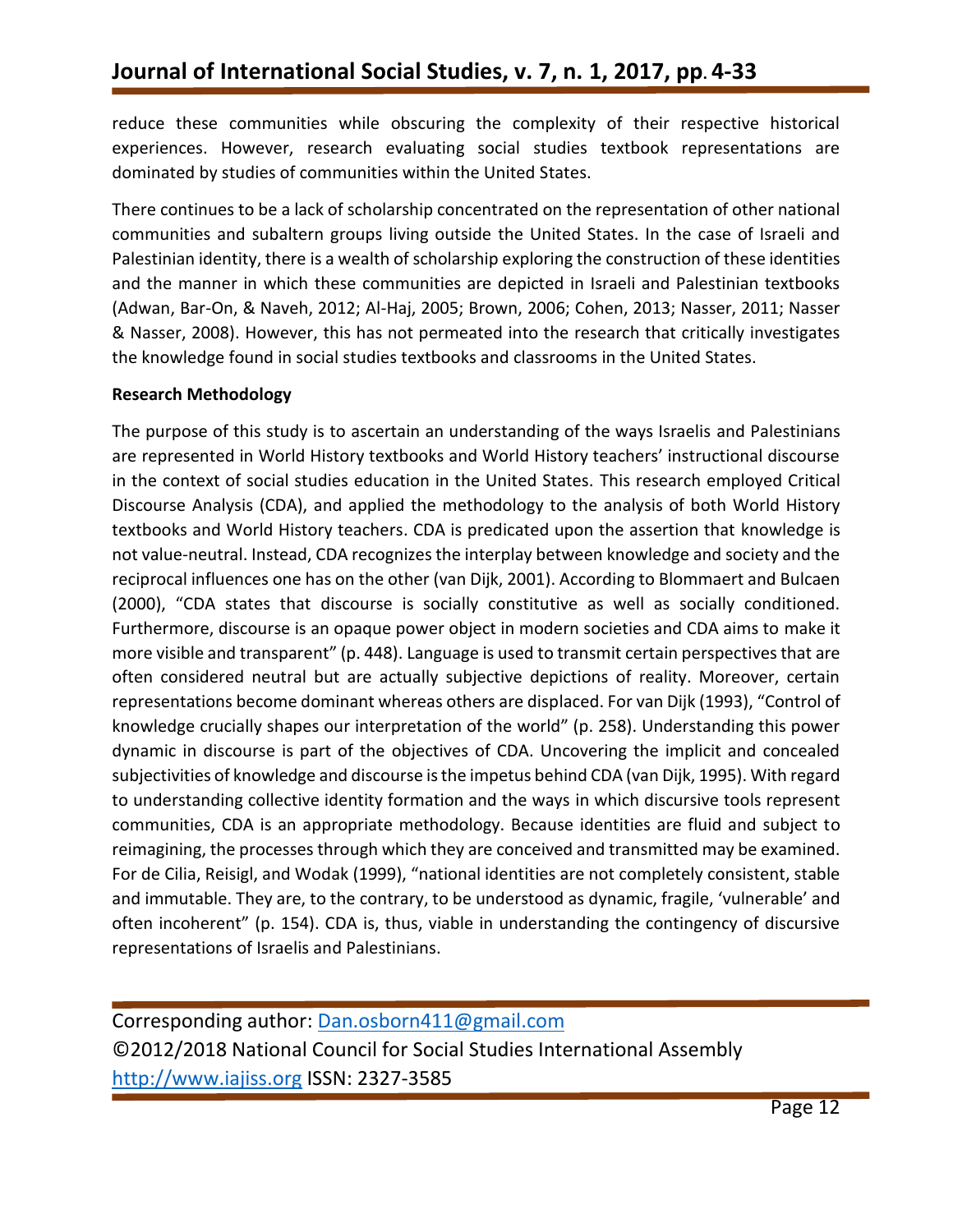reduce these communities while obscuring the complexity of their respective historical experiences. However, research evaluating social studies textbook representations are dominated by studies of communities within the United States.

There continues to be a lack of scholarship concentrated on the representation of other national communities and subaltern groups living outside the United States. In the case of Israeli and Palestinian identity, there is a wealth of scholarship exploring the construction of these identities and the manner in which these communities are depicted in Israeli and Palestinian textbooks (Adwan, Bar-On, & Naveh, 2012; Al-Haj, 2005; Brown, 2006; Cohen, 2013; Nasser, 2011; Nasser & Nasser, 2008). However, this has not permeated into the research that critically investigates the knowledge found in social studies textbooks and classrooms in the United States.

**Research Methodology**

The purpose of this study is to ascertain an understanding of the ways Israelis and Palestinians are represented in World History textbooks and World History teachers' instructional discourse in the context of social studies education in the United States. This research employed Critical Discourse Analysis (CDA), and applied the methodology to the analysis of both World History textbooks and World History teachers. CDA is predicated upon the assertion that knowledge is not value-neutral. Instead, CDA recognizes the interplay between knowledge and society and the reciprocal influences one has on the other (van Dijk, 2001). According to Blommaert and Bulcaen (2000), "CDA states that discourse is socially constitutive as well as socially conditioned. Furthermore, discourse is an opaque power object in modern societies and CDA aims to make it more visible and transparent" (p. 448). Language is used to transmit certain perspectives that are often considered neutral but are actually subjective depictions of reality. Moreover, certain representations become dominant whereas others are displaced. For van Dijk (1993), "Control of knowledge crucially shapes our interpretation of the world" (p. 258). Understanding this power dynamic in discourse is part of the objectives of CDA. Uncovering the implicit and concealed subjectivities of knowledge and discourse is the impetus behind CDA (van Dijk, 1995). With regard to understanding collective identity formation and the ways in which discursive tools represent communities, CDA is an appropriate methodology. Because identities are fluid and subject to reimagining, the processes through which they are conceived and transmitted may be examined. For de Cilia, Reisigl, and Wodak (1999), "national identities are not completely consistent, stable and immutable. They are, to the contrary, to be understood as dynamic, fragile, 'vulnerable' and often incoherent" (p. 154). CDA is, thus, viable in understanding the contingency of discursive representations of Israelis and Palestinians.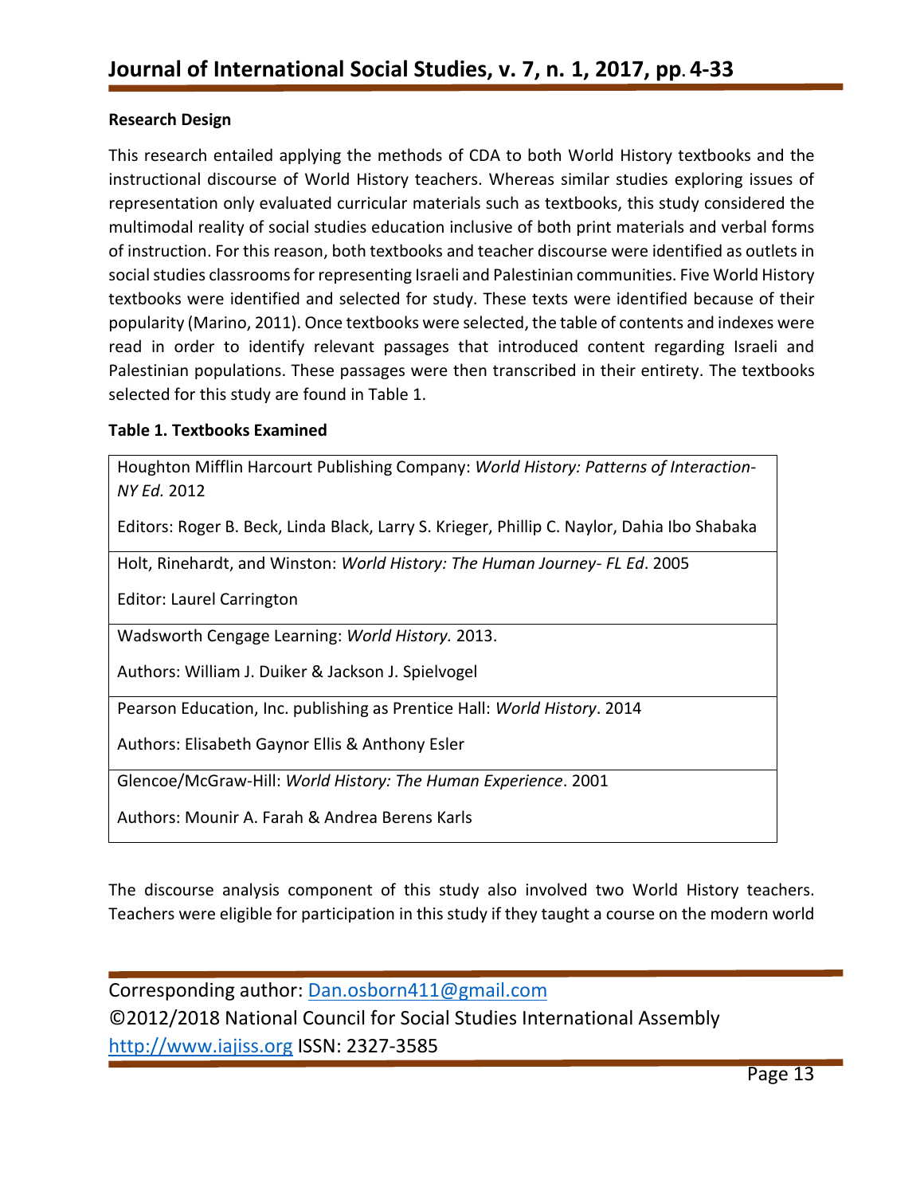### Research Design

This research entailed applying the methods of CDA to both World History textbooks and the instructional discourse of World History teachers. Whereas similar studies exploring issues of representation only evaluated curricular materials such as textbooks, this study considered the multimodal reality of social studies education inclusive of both print materials and verbal forms of instruction. For this reason, both textbooks and teacher discourse were identified as outlets in social studies classrooms for representing Israeli and Palestinian communities. Five World History textbooks were identified and selected for study. These texts were identified because of their popularity (Marino, 2011). Once textbooks were selected, the table of contents and indexes were read in order to identify relevant passages that introduced content regarding Israeli and Palestinian populations. These passages were then transcribed in their entirety. The textbooks selected for this study are found in Table 1.

**Table 1. Textbooks Examined**

| Textbooks |
|---|
| Houghton Mifflin Harcourt Publishing Company: *World History: Patterns of Interaction- NY Ed.* 2012<br><br>Editors: Roger B. Beck, Linda Black, Larry S. Krieger, Phillip C. Naylor, Dahia Ibo Shabaka |
| Holt, Rinehardt, and Winston: *World History: The Human Journey- FL Ed*. 2005<br><br>Editor: Laurel Carrington |
| Wadsworth Cengage Learning: *World History.* 2013.<br><br>Authors: William J. Duiker & Jackson J. Spielvogel |
| Pearson Education, Inc. publishing as Prentice Hall: *World History*. 2014<br><br>Authors: Elisabeth Gaynor Ellis & Anthony Esler |
| Glencoe/McGraw-Hill: *World History: The Human Experience*. 2001<br><br>Authors: Mounir A. Farah & Andrea Berens Karls |

The discourse analysis component of this study also involved two World History teachers. Teachers were eligible for participation in this study if they taught a course on the modern world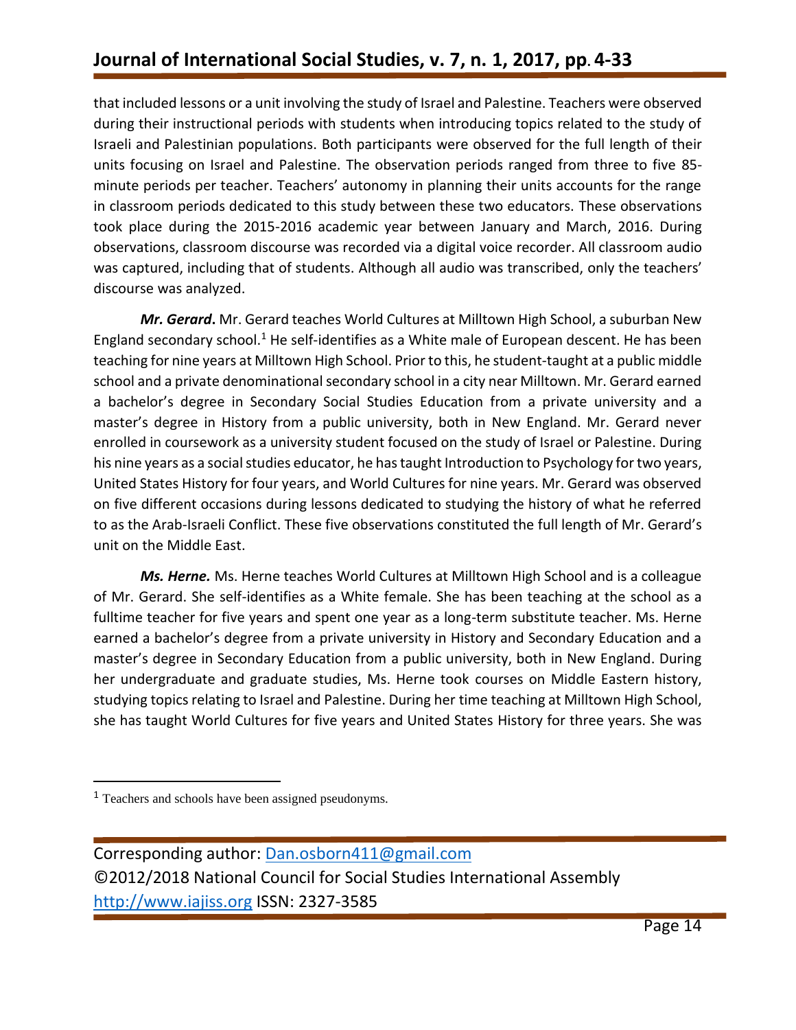that included lessons or a unit involving the study of Israel and Palestine. Teachers were observed during their instructional periods with students when introducing topics related to the study of Israeli and Palestinian populations. Both participants were observed for the full length of their units focusing on Israel and Palestine. The observation periods ranged from three to five 85-minute periods per teacher. Teachers' autonomy in planning their units accounts for the range in classroom periods dedicated to this study between these two educators. These observations took place during the 2015-2016 academic year between January and March, 2016. During observations, classroom discourse was recorded via a digital voice recorder. All classroom audio was captured, including that of students. Although all audio was transcribed, only the teachers' discourse was analyzed.

***Mr. Gerard*.** Mr. Gerard teaches World Cultures at Milltown High School, a suburban New England secondary school.[1] He self-identifies as a White male of European descent. He has been teaching for nine years at Milltown High School. Prior to this, he student-taught at a public middle school and a private denominational secondary school in a city near Milltown. Mr. Gerard earned a bachelor's degree in Secondary Social Studies Education from a private university and a master's degree in History from a public university, both in New England. Mr. Gerard never enrolled in coursework as a university student focused on the study of Israel or Palestine. During his nine years as a social studies educator, he has taught Introduction to Psychology for two years, United States History for four years, and World Cultures for nine years. Mr. Gerard was observed on five different occasions during lessons dedicated to studying the history of what he referred to as the Arab-Israeli Conflict. These five observations constituted the full length of Mr. Gerard's unit on the Middle East.

***Ms. Herne.*** Ms. Herne teaches World Cultures at Milltown High School and is a colleague of Mr. Gerard. She self-identifies as a White female. She has been teaching at the school as a fulltime teacher for five years and spent one year as a long-term substitute teacher. Ms. Herne earned a bachelor's degree from a private university in History and Secondary Education and a master's degree in Secondary Education from a public university, both in New England. During her undergraduate and graduate studies, Ms. Herne took courses on Middle Eastern history, studying topics relating to Israel and Palestine. During her time teaching at Milltown High School, she has taught World Cultures for five years and United States History for three years. She was

[1] Teachers and schools have been assigned pseudonyms.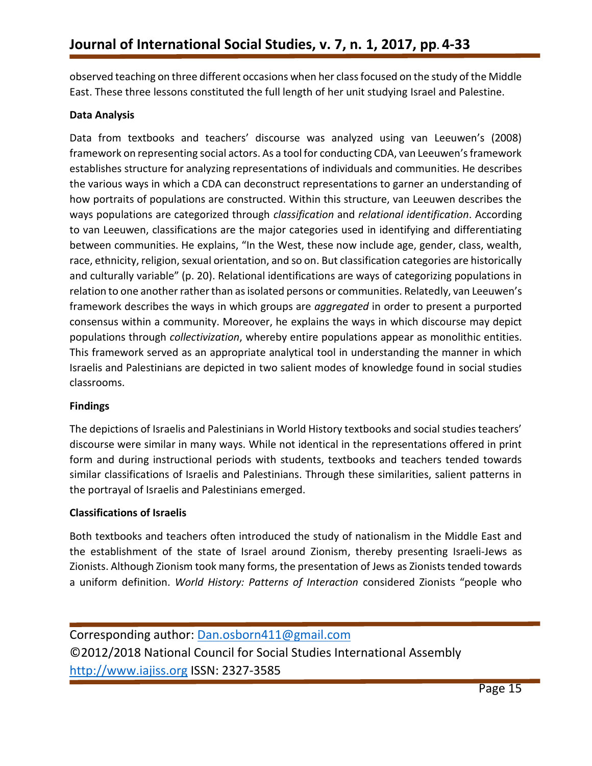observed teaching on three different occasions when her class focused on the study of the Middle East. These three lessons constituted the full length of her unit studying Israel and Palestine.

**Data Analysis**

Data from textbooks and teachers' discourse was analyzed using van Leeuwen's (2008) framework on representing social actors. As a tool for conducting CDA, van Leeuwen's framework establishes structure for analyzing representations of individuals and communities. He describes the various ways in which a CDA can deconstruct representations to garner an understanding of how portraits of populations are constructed. Within this structure, van Leeuwen describes the ways populations are categorized through *classification* and *relational identification*. According to van Leeuwen, classifications are the major categories used in identifying and differentiating between communities. He explains, "In the West, these now include age, gender, class, wealth, race, ethnicity, religion, sexual orientation, and so on. But classification categories are historically and culturally variable" (p. 20). Relational identifications are ways of categorizing populations in relation to one another rather than as isolated persons or communities. Relatedly, van Leeuwen's framework describes the ways in which groups are *aggregated* in order to present a purported consensus within a community. Moreover, he explains the ways in which discourse may depict populations through *collectivization*, whereby entire populations appear as monolithic entities. This framework served as an appropriate analytical tool in understanding the manner in which Israelis and Palestinians are depicted in two salient modes of knowledge found in social studies classrooms.

**Findings**

The depictions of Israelis and Palestinians in World History textbooks and social studies teachers' discourse were similar in many ways. While not identical in the representations offered in print form and during instructional periods with students, textbooks and teachers tended towards similar classifications of Israelis and Palestinians. Through these similarities, salient patterns in the portrayal of Israelis and Palestinians emerged.

**Classifications of Israelis**

Both textbooks and teachers often introduced the study of nationalism in the Middle East and the establishment of the state of Israel around Zionism, thereby presenting Israeli-Jews as Zionists. Although Zionism took many forms, the presentation of Jews as Zionists tended towards a uniform definition. *World History: Patterns of Interaction* considered Zionists "people who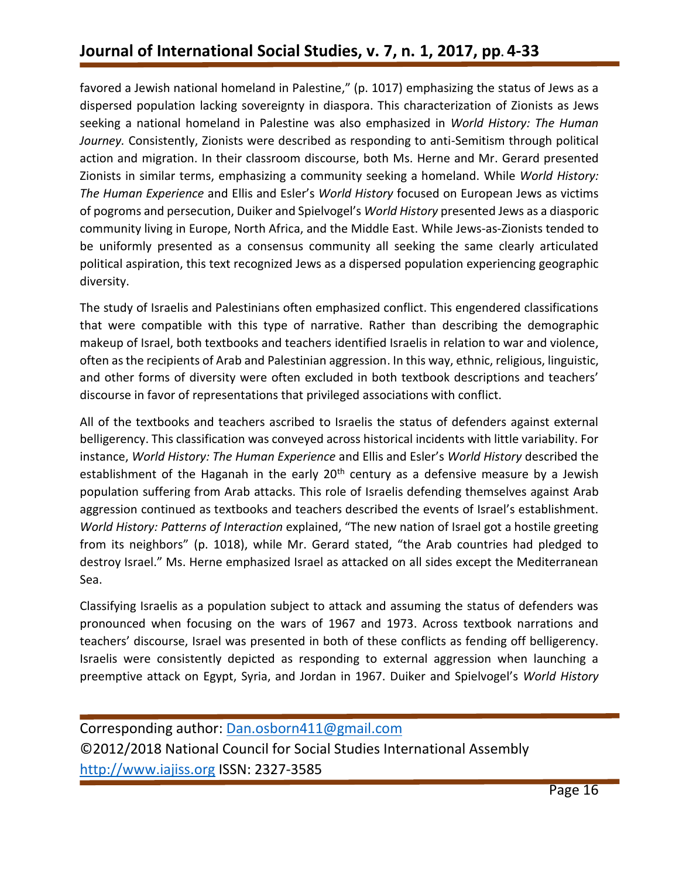favored a Jewish national homeland in Palestine," (p. 1017) emphasizing the status of Jews as a dispersed population lacking sovereignty in diaspora. This characterization of Zionists as Jews seeking a national homeland in Palestine was also emphasized in *World History: The Human Journey.* Consistently, Zionists were described as responding to anti-Semitism through political action and migration. In their classroom discourse, both Ms. Herne and Mr. Gerard presented Zionists in similar terms, emphasizing a community seeking a homeland. While *World History: The Human Experience* and Ellis and Esler's *World History* focused on European Jews as victims of pogroms and persecution, Duiker and Spielvogel's *World History* presented Jews as a diasporic community living in Europe, North Africa, and the Middle East. While Jews-as-Zionists tended to be uniformly presented as a consensus community all seeking the same clearly articulated political aspiration, this text recognized Jews as a dispersed population experiencing geographic diversity.

The study of Israelis and Palestinians often emphasized conflict. This engendered classifications that were compatible with this type of narrative. Rather than describing the demographic makeup of Israel, both textbooks and teachers identified Israelis in relation to war and violence, often as the recipients of Arab and Palestinian aggression. In this way, ethnic, religious, linguistic, and other forms of diversity were often excluded in both textbook descriptions and teachers' discourse in favor of representations that privileged associations with conflict.

All of the textbooks and teachers ascribed to Israelis the status of defenders against external belligerency. This classification was conveyed across historical incidents with little variability. For instance, *World History: The Human Experience* and Ellis and Esler's *World History* described the establishment of the Haganah in the early 20th century as a defensive measure by a Jewish population suffering from Arab attacks. This role of Israelis defending themselves against Arab aggression continued as textbooks and teachers described the events of Israel's establishment. *World History: Patterns of Interaction* explained, "The new nation of Israel got a hostile greeting from its neighbors" (p. 1018), while Mr. Gerard stated, "the Arab countries had pledged to destroy Israel." Ms. Herne emphasized Israel as attacked on all sides except the Mediterranean Sea.

Classifying Israelis as a population subject to attack and assuming the status of defenders was pronounced when focusing on the wars of 1967 and 1973. Across textbook narrations and teachers' discourse, Israel was presented in both of these conflicts as fending off belligerency. Israelis were consistently depicted as responding to external aggression when launching a preemptive attack on Egypt, Syria, and Jordan in 1967. Duiker and Spielvogel's *World History*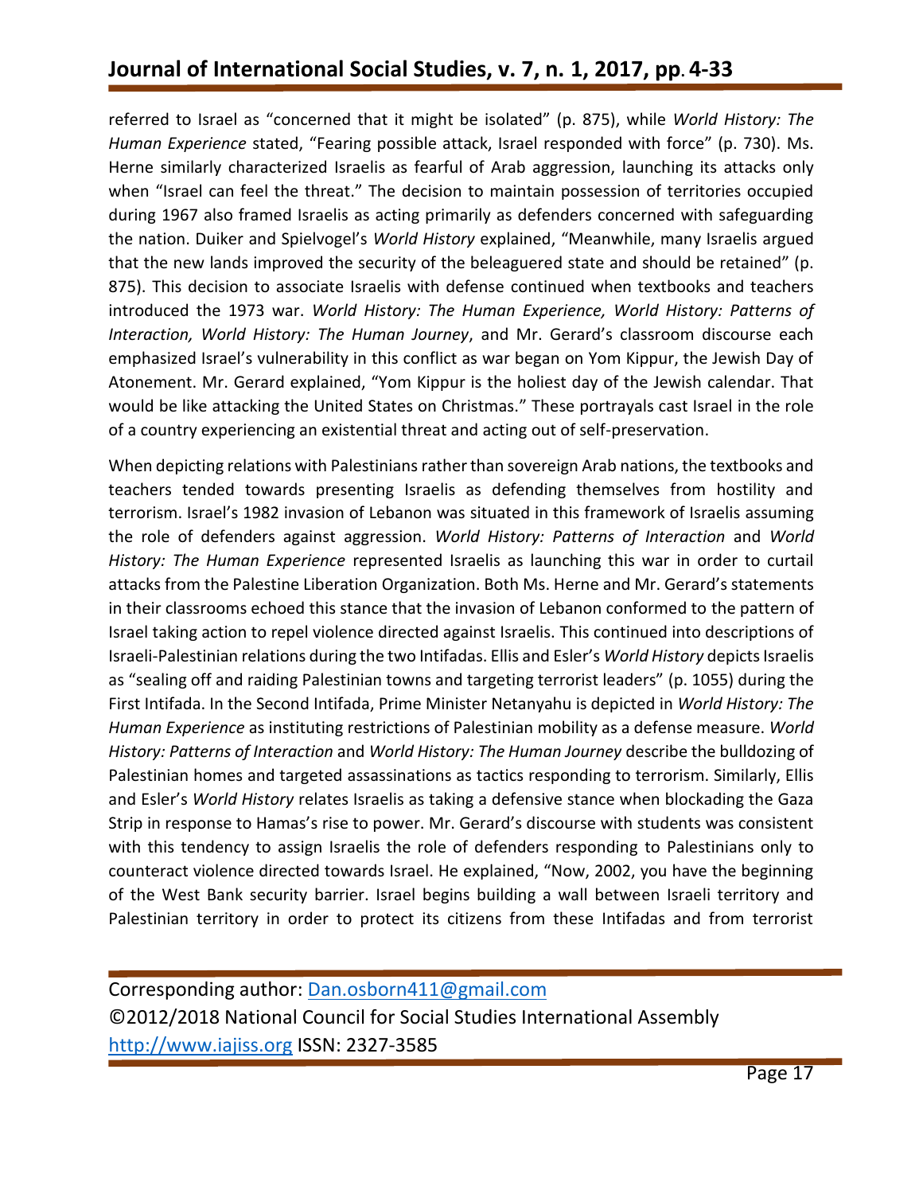referred to Israel as “concerned that it might be isolated” (p. 875), while *World History: The Human Experience* stated, “Fearing possible attack, Israel responded with force” (p. 730). Ms. Herne similarly characterized Israelis as fearful of Arab aggression, launching its attacks only when “Israel can feel the threat.” The decision to maintain possession of territories occupied during 1967 also framed Israelis as acting primarily as defenders concerned with safeguarding the nation. Duiker and Spielvogel’s *World History* explained, “Meanwhile, many Israelis argued that the new lands improved the security of the beleaguered state and should be retained” (p. 875). This decision to associate Israelis with defense continued when textbooks and teachers introduced the 1973 war. *World History: The Human Experience, World History: Patterns of Interaction, World History: The Human Journey*, and Mr. Gerard’s classroom discourse each emphasized Israel’s vulnerability in this conflict as war began on Yom Kippur, the Jewish Day of Atonement. Mr. Gerard explained, “Yom Kippur is the holiest day of the Jewish calendar. That would be like attacking the United States on Christmas.” These portrayals cast Israel in the role of a country experiencing an existential threat and acting out of self-preservation.

When depicting relations with Palestinians rather than sovereign Arab nations, the textbooks and teachers tended towards presenting Israelis as defending themselves from hostility and terrorism. Israel’s 1982 invasion of Lebanon was situated in this framework of Israelis assuming the role of defenders against aggression. *World History: Patterns of Interaction* and *World History: The Human Experience* represented Israelis as launching this war in order to curtail attacks from the Palestine Liberation Organization. Both Ms. Herne and Mr. Gerard’s statements in their classrooms echoed this stance that the invasion of Lebanon conformed to the pattern of Israel taking action to repel violence directed against Israelis. This continued into descriptions of Israeli-Palestinian relations during the two Intifadas. Ellis and Esler’s *World History* depicts Israelis as “sealing off and raiding Palestinian towns and targeting terrorist leaders” (p. 1055) during the First Intifada. In the Second Intifada, Prime Minister Netanyahu is depicted in *World History: The Human Experience* as instituting restrictions of Palestinian mobility as a defense measure. *World History: Patterns of Interaction* and *World History: The Human Journey* describe the bulldozing of Palestinian homes and targeted assassinations as tactics responding to terrorism. Similarly, Ellis and Esler’s *World History* relates Israelis as taking a defensive stance when blockading the Gaza Strip in response to Hamas’s rise to power. Mr. Gerard’s discourse with students was consistent with this tendency to assign Israelis the role of defenders responding to Palestinians only to counteract violence directed towards Israel. He explained, “Now, 2002, you have the beginning of the West Bank security barrier. Israel begins building a wall between Israeli territory and Palestinian territory in order to protect its citizens from these Intifadas and from terrorist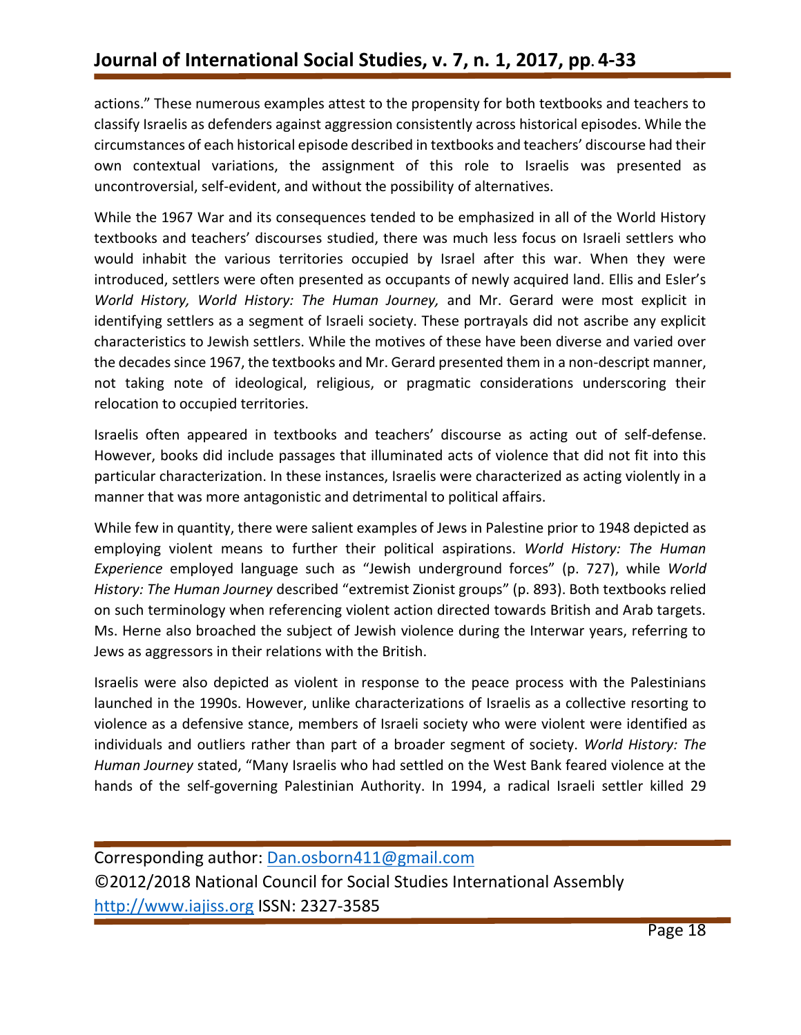actions." These numerous examples attest to the propensity for both textbooks and teachers to classify Israelis as defenders against aggression consistently across historical episodes. While the circumstances of each historical episode described in textbooks and teachers' discourse had their own contextual variations, the assignment of this role to Israelis was presented as uncontroversial, self-evident, and without the possibility of alternatives.

While the 1967 War and its consequences tended to be emphasized in all of the World History textbooks and teachers' discourses studied, there was much less focus on Israeli settlers who would inhabit the various territories occupied by Israel after this war. When they were introduced, settlers were often presented as occupants of newly acquired land. Ellis and Esler's *World History, World History: The Human Journey,* and Mr. Gerard were most explicit in identifying settlers as a segment of Israeli society. These portrayals did not ascribe any explicit characteristics to Jewish settlers. While the motives of these have been diverse and varied over the decades since 1967, the textbooks and Mr. Gerard presented them in a non-descript manner, not taking note of ideological, religious, or pragmatic considerations underscoring their relocation to occupied territories.

Israelis often appeared in textbooks and teachers' discourse as acting out of self-defense. However, books did include passages that illuminated acts of violence that did not fit into this particular characterization. In these instances, Israelis were characterized as acting violently in a manner that was more antagonistic and detrimental to political affairs.

While few in quantity, there were salient examples of Jews in Palestine prior to 1948 depicted as employing violent means to further their political aspirations. *World History: The Human Experience* employed language such as "Jewish underground forces" (p. 727), while *World History: The Human Journey* described "extremist Zionist groups" (p. 893). Both textbooks relied on such terminology when referencing violent action directed towards British and Arab targets. Ms. Herne also broached the subject of Jewish violence during the Interwar years, referring to Jews as aggressors in their relations with the British.

Israelis were also depicted as violent in response to the peace process with the Palestinians launched in the 1990s. However, unlike characterizations of Israelis as a collective resorting to violence as a defensive stance, members of Israeli society who were violent were identified as individuals and outliers rather than part of a broader segment of society. *World History: The Human Journey* stated, "Many Israelis who had settled on the West Bank feared violence at the hands of the self-governing Palestinian Authority. In 1994, a radical Israeli settler killed 29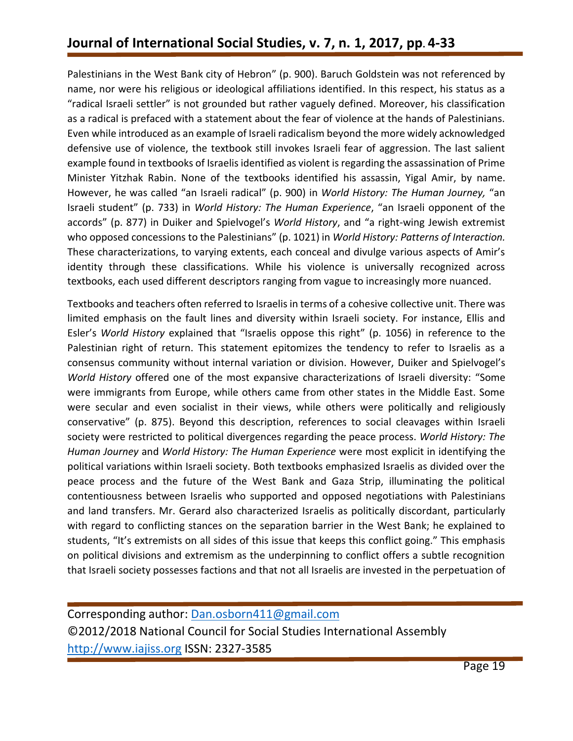Palestinians in the West Bank city of Hebron" (p. 900). Baruch Goldstein was not referenced by name, nor were his religious or ideological affiliations identified. In this respect, his status as a "radical Israeli settler" is not grounded but rather vaguely defined. Moreover, his classification as a radical is prefaced with a statement about the fear of violence at the hands of Palestinians. Even while introduced as an example of Israeli radicalism beyond the more widely acknowledged defensive use of violence, the textbook still invokes Israeli fear of aggression. The last salient example found in textbooks of Israelis identified as violent is regarding the assassination of Prime Minister Yitzhak Rabin. None of the textbooks identified his assassin, Yigal Amir, by name. However, he was called "an Israeli radical" (p. 900) in *World History: The Human Journey,* "an Israeli student" (p. 733) in *World History: The Human Experience*, "an Israeli opponent of the accords" (p. 877) in Duiker and Spielvogel's *World History*, and "a right-wing Jewish extremist who opposed concessions to the Palestinians" (p. 1021) in *World History: Patterns of Interaction.* These characterizations, to varying extents, each conceal and divulge various aspects of Amir's identity through these classifications. While his violence is universally recognized across textbooks, each used different descriptors ranging from vague to increasingly more nuanced.

Textbooks and teachers often referred to Israelis in terms of a cohesive collective unit. There was limited emphasis on the fault lines and diversity within Israeli society. For instance, Ellis and Esler's *World History* explained that "Israelis oppose this right" (p. 1056) in reference to the Palestinian right of return. This statement epitomizes the tendency to refer to Israelis as a consensus community without internal variation or division. However, Duiker and Spielvogel's *World History* offered one of the most expansive characterizations of Israeli diversity: "Some were immigrants from Europe, while others came from other states in the Middle East. Some were secular and even socialist in their views, while others were politically and religiously conservative" (p. 875). Beyond this description, references to social cleavages within Israeli society were restricted to political divergences regarding the peace process. *World History: The Human Journey* and *World History: The Human Experience* were most explicit in identifying the political variations within Israeli society. Both textbooks emphasized Israelis as divided over the peace process and the future of the West Bank and Gaza Strip, illuminating the political contentiousness between Israelis who supported and opposed negotiations with Palestinians and land transfers. Mr. Gerard also characterized Israelis as politically discordant, particularly with regard to conflicting stances on the separation barrier in the West Bank; he explained to students, "It's extremists on all sides of this issue that keeps this conflict going." This emphasis on political divisions and extremism as the underpinning to conflict offers a subtle recognition that Israeli society possesses factions and that not all Israelis are invested in the perpetuation of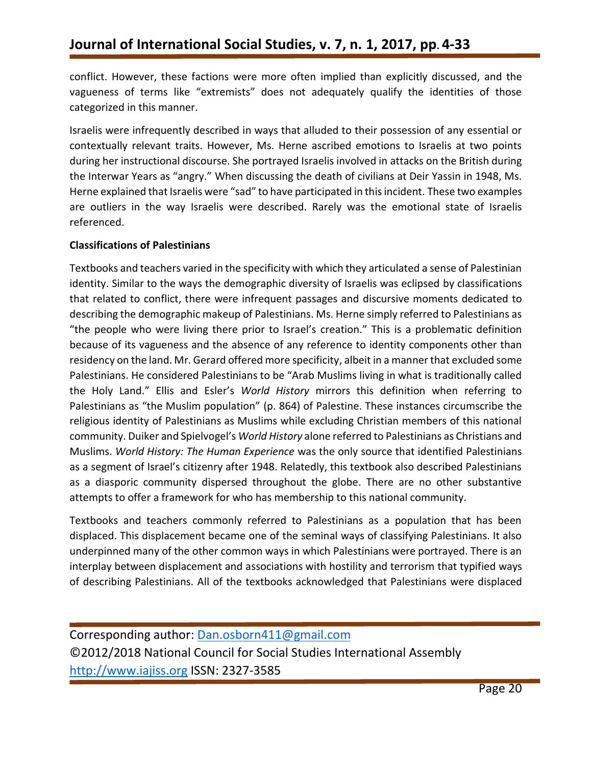conflict. However, these factions were more often implied than explicitly discussed, and the vagueness of terms like "extremists" does not adequately qualify the identities of those categorized in this manner.

Israelis were infrequently described in ways that alluded to their possession of any essential or contextually relevant traits. However, Ms. Herne ascribed emotions to Israelis at two points during her instructional discourse. She portrayed Israelis involved in attacks on the British during the Interwar Years as "angry." When discussing the death of civilians at Deir Yassin in 1948, Ms. Herne explained that Israelis were "sad" to have participated in this incident. These two examples are outliers in the way Israelis were described. Rarely was the emotional state of Israelis referenced.

**Classifications of Palestinians**

Textbooks and teachers varied in the specificity with which they articulated a sense of Palestinian identity. Similar to the ways the demographic diversity of Israelis was eclipsed by classifications that related to conflict, there were infrequent passages and discursive moments dedicated to describing the demographic makeup of Palestinians. Ms. Herne simply referred to Palestinians as "the people who were living there prior to Israel's creation." This is a problematic definition because of its vagueness and the absence of any reference to identity components other than residency on the land. Mr. Gerard offered more specificity, albeit in a manner that excluded some Palestinians. He considered Palestinians to be "Arab Muslims living in what is traditionally called the Holy Land." Ellis and Esler's *World History* mirrors this definition when referring to Palestinians as "the Muslim population" (p. 864) of Palestine. These instances circumscribe the religious identity of Palestinians as Muslims while excluding Christian members of this national community. Duiker and Spielvogel's *World History* alone referred to Palestinians as Christians and Muslims. *World History: The Human Experience* was the only source that identified Palestinians as a segment of Israel's citizenry after 1948. Relatedly, this textbook also described Palestinians as a diasporic community dispersed throughout the globe. There are no other substantive attempts to offer a framework for who has membership to this national community.

Textbooks and teachers commonly referred to Palestinians as a population that has been displaced. This displacement became one of the seminal ways of classifying Palestinians. It also underpinned many of the other common ways in which Palestinians were portrayed. There is an interplay between displacement and associations with hostility and terrorism that typified ways of describing Palestinians. All of the textbooks acknowledged that Palestinians were displaced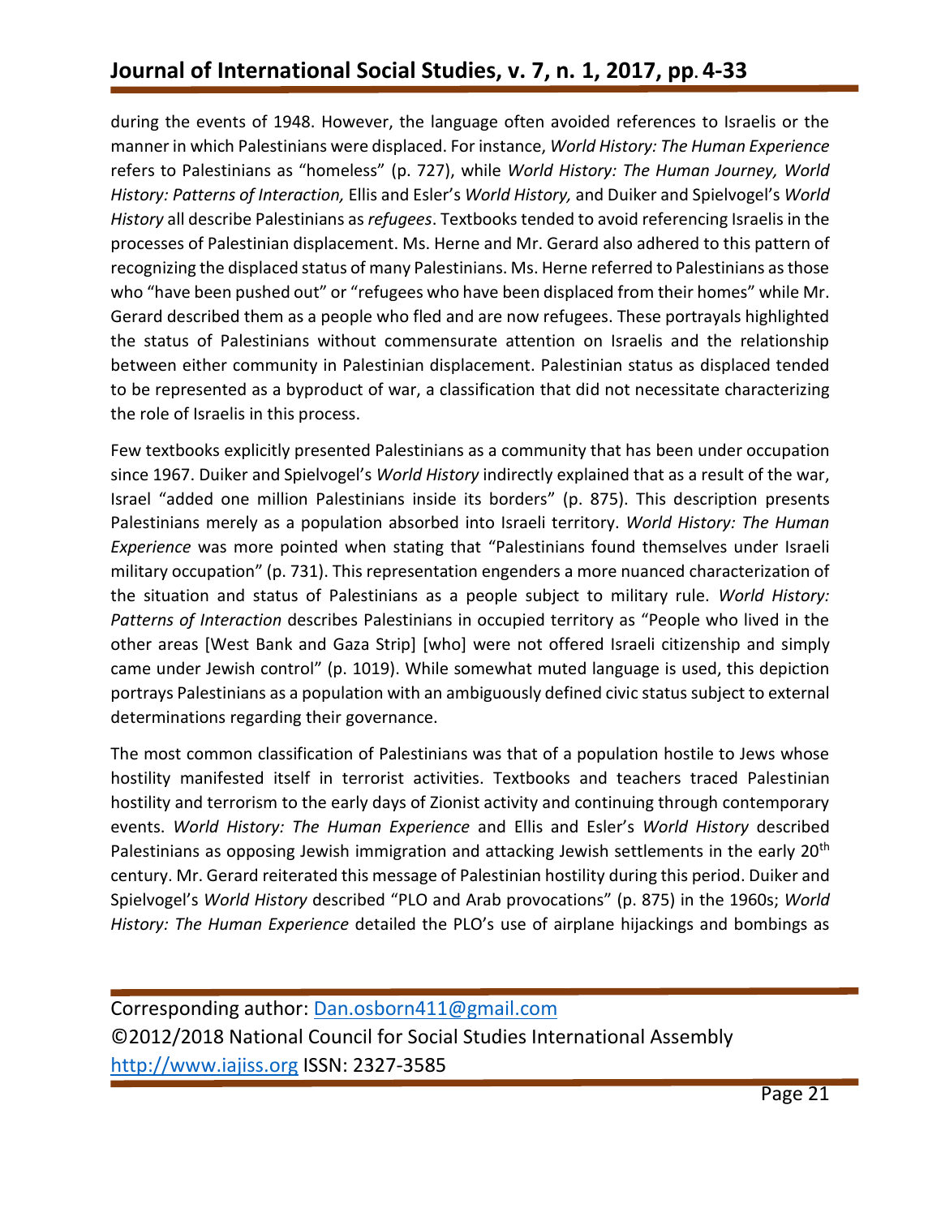during the events of 1948. However, the language often avoided references to Israelis or the manner in which Palestinians were displaced. For instance, *World History: The Human Experience* refers to Palestinians as "homeless" (p. 727), while *World History: The Human Journey, World History: Patterns of Interaction,* Ellis and Esler's *World History,* and Duiker and Spielvogel's *World History* all describe Palestinians as *refugees*. Textbooks tended to avoid referencing Israelis in the processes of Palestinian displacement. Ms. Herne and Mr. Gerard also adhered to this pattern of recognizing the displaced status of many Palestinians. Ms. Herne referred to Palestinians as those who "have been pushed out" or "refugees who have been displaced from their homes" while Mr. Gerard described them as a people who fled and are now refugees. These portrayals highlighted the status of Palestinians without commensurate attention on Israelis and the relationship between either community in Palestinian displacement. Palestinian status as displaced tended to be represented as a byproduct of war, a classification that did not necessitate characterizing the role of Israelis in this process.

Few textbooks explicitly presented Palestinians as a community that has been under occupation since 1967. Duiker and Spielvogel's *World History* indirectly explained that as a result of the war, Israel "added one million Palestinians inside its borders" (p. 875). This description presents Palestinians merely as a population absorbed into Israeli territory. *World History: The Human Experience* was more pointed when stating that "Palestinians found themselves under Israeli military occupation" (p. 731). This representation engenders a more nuanced characterization of the situation and status of Palestinians as a people subject to military rule. *World History: Patterns of Interaction* describes Palestinians in occupied territory as "People who lived in the other areas [West Bank and Gaza Strip] [who] were not offered Israeli citizenship and simply came under Jewish control" (p. 1019). While somewhat muted language is used, this depiction portrays Palestinians as a population with an ambiguously defined civic status subject to external determinations regarding their governance.

The most common classification of Palestinians was that of a population hostile to Jews whose hostility manifested itself in terrorist activities. Textbooks and teachers traced Palestinian hostility and terrorism to the early days of Zionist activity and continuing through contemporary events. *World History: The Human Experience* and Ellis and Esler's *World History* described Palestinians as opposing Jewish immigration and attacking Jewish settlements in the early 20th century. Mr. Gerard reiterated this message of Palestinian hostility during this period. Duiker and Spielvogel's *World History* described "PLO and Arab provocations" (p. 875) in the 1960s; *World History: The Human Experience* detailed the PLO's use of airplane hijackings and bombings as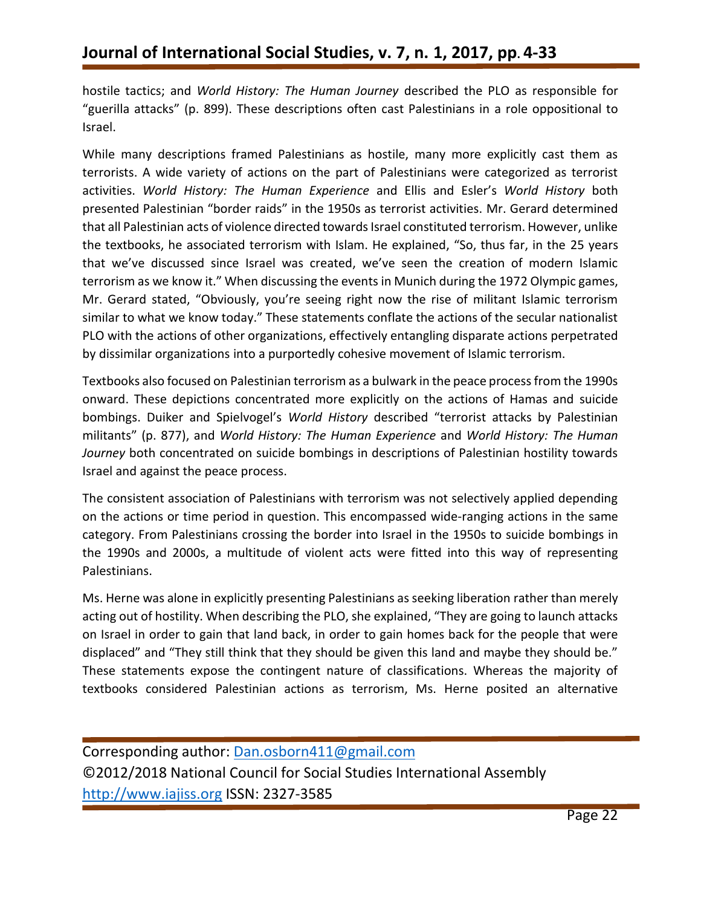hostile tactics; and *World History: The Human Journey* described the PLO as responsible for "guerilla attacks" (p. 899). These descriptions often cast Palestinians in a role oppositional to Israel.

While many descriptions framed Palestinians as hostile, many more explicitly cast them as terrorists. A wide variety of actions on the part of Palestinians were categorized as terrorist activities. *World History: The Human Experience* and Ellis and Esler's *World History* both presented Palestinian "border raids" in the 1950s as terrorist activities. Mr. Gerard determined that all Palestinian acts of violence directed towards Israel constituted terrorism. However, unlike the textbooks, he associated terrorism with Islam. He explained, "So, thus far, in the 25 years that we've discussed since Israel was created, we've seen the creation of modern Islamic terrorism as we know it." When discussing the events in Munich during the 1972 Olympic games, Mr. Gerard stated, "Obviously, you're seeing right now the rise of militant Islamic terrorism similar to what we know today." These statements conflate the actions of the secular nationalist PLO with the actions of other organizations, effectively entangling disparate actions perpetrated by dissimilar organizations into a purportedly cohesive movement of Islamic terrorism.

Textbooks also focused on Palestinian terrorism as a bulwark in the peace process from the 1990s onward. These depictions concentrated more explicitly on the actions of Hamas and suicide bombings. Duiker and Spielvogel's *World History* described "terrorist attacks by Palestinian militants" (p. 877), and *World History: The Human Experience* and *World History: The Human Journey* both concentrated on suicide bombings in descriptions of Palestinian hostility towards Israel and against the peace process.

The consistent association of Palestinians with terrorism was not selectively applied depending on the actions or time period in question. This encompassed wide-ranging actions in the same category. From Palestinians crossing the border into Israel in the 1950s to suicide bombings in the 1990s and 2000s, a multitude of violent acts were fitted into this way of representing Palestinians.

Ms. Herne was alone in explicitly presenting Palestinians as seeking liberation rather than merely acting out of hostility. When describing the PLO, she explained, "They are going to launch attacks on Israel in order to gain that land back, in order to gain homes back for the people that were displaced" and "They still think that they should be given this land and maybe they should be." These statements expose the contingent nature of classifications. Whereas the majority of textbooks considered Palestinian actions as terrorism, Ms. Herne posited an alternative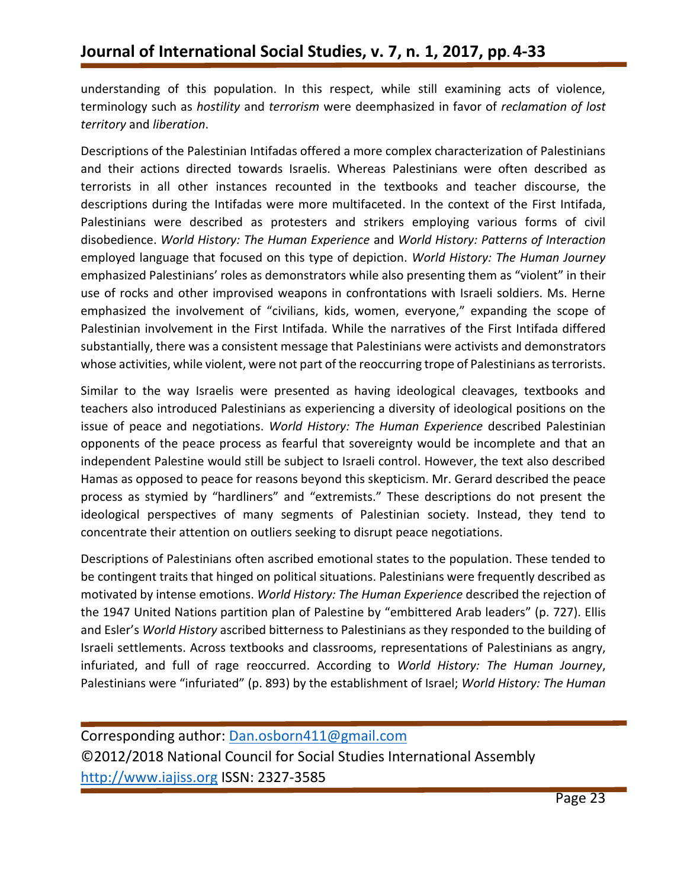understanding of this population. In this respect, while still examining acts of violence, terminology such as *hostility* and *terrorism* were deemphasized in favor of *reclamation of lost territory* and *liberation*.

Descriptions of the Palestinian Intifadas offered a more complex characterization of Palestinians and their actions directed towards Israelis. Whereas Palestinians were often described as terrorists in all other instances recounted in the textbooks and teacher discourse, the descriptions during the Intifadas were more multifaceted. In the context of the First Intifada, Palestinians were described as protesters and strikers employing various forms of civil disobedience. *World History: The Human Experience* and *World History: Patterns of Interaction* employed language that focused on this type of depiction. *World History: The Human Journey* emphasized Palestinians' roles as demonstrators while also presenting them as "violent" in their use of rocks and other improvised weapons in confrontations with Israeli soldiers. Ms. Herne emphasized the involvement of "civilians, kids, women, everyone," expanding the scope of Palestinian involvement in the First Intifada. While the narratives of the First Intifada differed substantially, there was a consistent message that Palestinians were activists and demonstrators whose activities, while violent, were not part of the reoccurring trope of Palestinians as terrorists.

Similar to the way Israelis were presented as having ideological cleavages, textbooks and teachers also introduced Palestinians as experiencing a diversity of ideological positions on the issue of peace and negotiations. *World History: The Human Experience* described Palestinian opponents of the peace process as fearful that sovereignty would be incomplete and that an independent Palestine would still be subject to Israeli control. However, the text also described Hamas as opposed to peace for reasons beyond this skepticism. Mr. Gerard described the peace process as stymied by "hardliners" and "extremists." These descriptions do not present the ideological perspectives of many segments of Palestinian society. Instead, they tend to concentrate their attention on outliers seeking to disrupt peace negotiations.

Descriptions of Palestinians often ascribed emotional states to the population. These tended to be contingent traits that hinged on political situations. Palestinians were frequently described as motivated by intense emotions. *World History: The Human Experience* described the rejection of the 1947 United Nations partition plan of Palestine by "embittered Arab leaders" (p. 727). Ellis and Esler's *World History* ascribed bitterness to Palestinians as they responded to the building of Israeli settlements. Across textbooks and classrooms, representations of Palestinians as angry, infuriated, and full of rage reoccurred. According to *World History: The Human Journey*, Palestinians were "infuriated" (p. 893) by the establishment of Israel; *World History: The Human*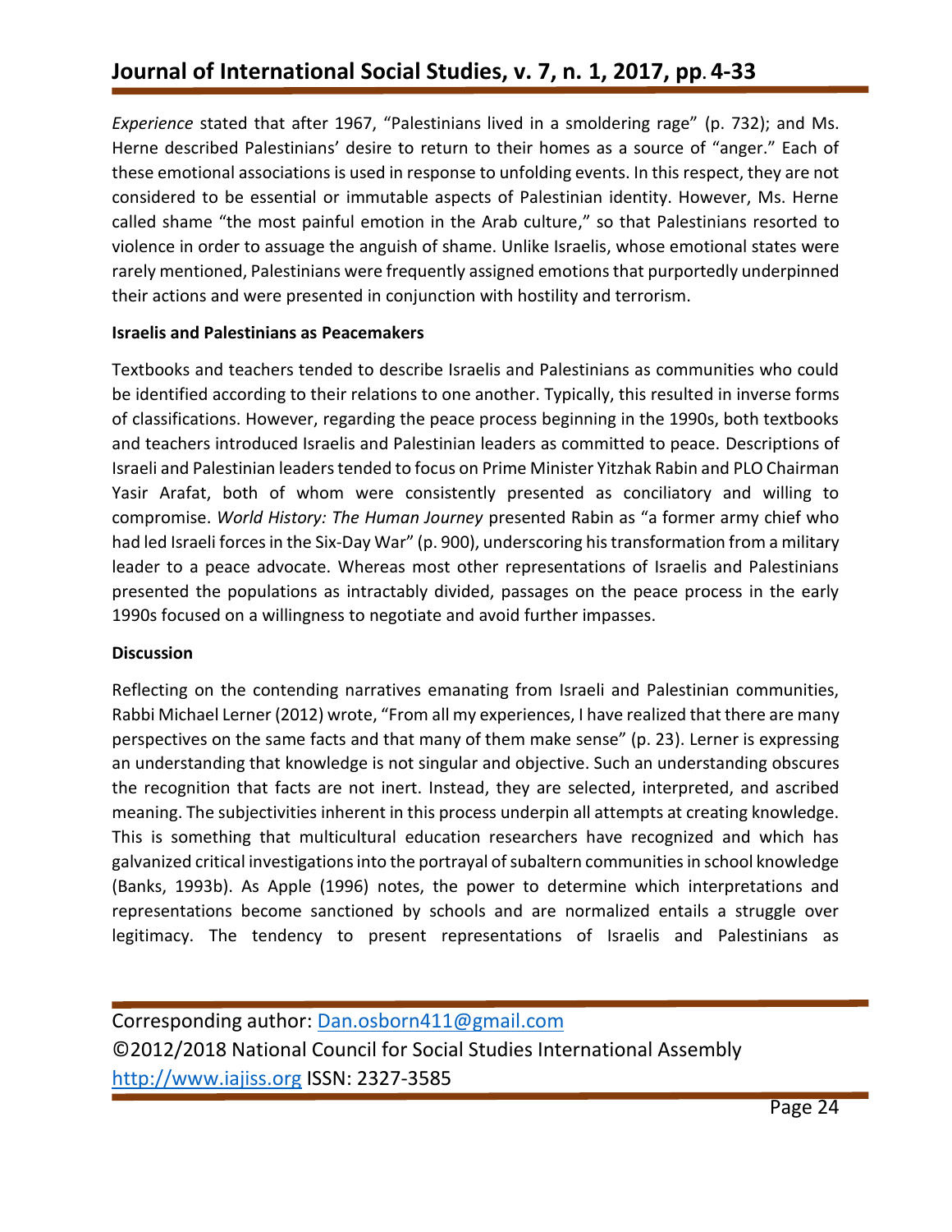*Experience* stated that after 1967, "Palestinians lived in a smoldering rage" (p. 732); and Ms. Herne described Palestinians' desire to return to their homes as a source of "anger." Each of these emotional associations is used in response to unfolding events. In this respect, they are not considered to be essential or immutable aspects of Palestinian identity. However, Ms. Herne called shame "the most painful emotion in the Arab culture," so that Palestinians resorted to violence in order to assuage the anguish of shame. Unlike Israelis, whose emotional states were rarely mentioned, Palestinians were frequently assigned emotions that purportedly underpinned their actions and were presented in conjunction with hostility and terrorism.

**Israelis and Palestinians as Peacemakers**

Textbooks and teachers tended to describe Israelis and Palestinians as communities who could be identified according to their relations to one another. Typically, this resulted in inverse forms of classifications. However, regarding the peace process beginning in the 1990s, both textbooks and teachers introduced Israelis and Palestinian leaders as committed to peace. Descriptions of Israeli and Palestinian leaders tended to focus on Prime Minister Yitzhak Rabin and PLO Chairman Yasir Arafat, both of whom were consistently presented as conciliatory and willing to compromise. *World History: The Human Journey* presented Rabin as "a former army chief who had led Israeli forces in the Six-Day War" (p. 900), underscoring his transformation from a military leader to a peace advocate. Whereas most other representations of Israelis and Palestinians presented the populations as intractably divided, passages on the peace process in the early 1990s focused on a willingness to negotiate and avoid further impasses.

**Discussion**

Reflecting on the contending narratives emanating from Israeli and Palestinian communities, Rabbi Michael Lerner (2012) wrote, "From all my experiences, I have realized that there are many perspectives on the same facts and that many of them make sense" (p. 23). Lerner is expressing an understanding that knowledge is not singular and objective. Such an understanding obscures the recognition that facts are not inert. Instead, they are selected, interpreted, and ascribed meaning. The subjectivities inherent in this process underpin all attempts at creating knowledge. This is something that multicultural education researchers have recognized and which has galvanized critical investigations into the portrayal of subaltern communities in school knowledge (Banks, 1993b). As Apple (1996) notes, the power to determine which interpretations and representations become sanctioned by schools and are normalized entails a struggle over legitimacy. The tendency to present representations of Israelis and Palestinians as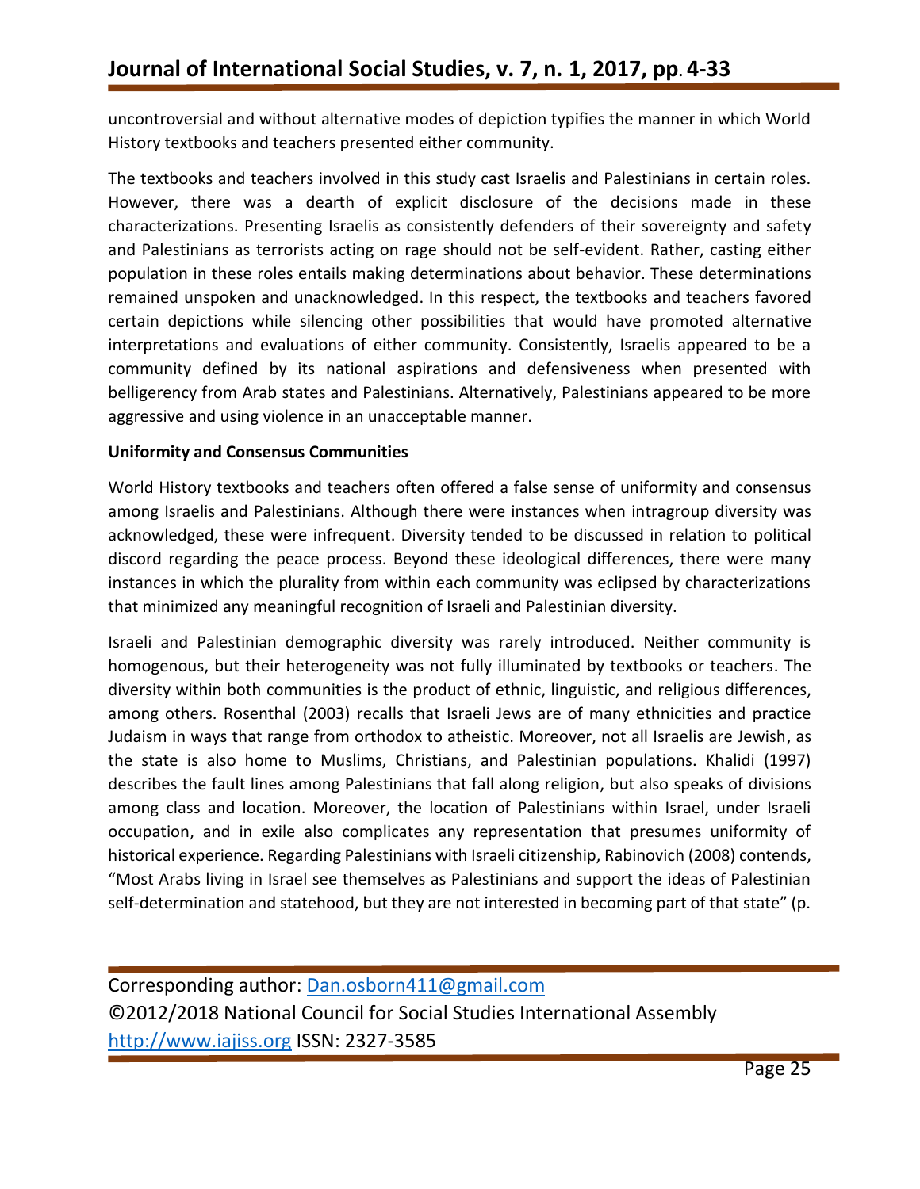uncontroversial and without alternative modes of depiction typifies the manner in which World History textbooks and teachers presented either community.

The textbooks and teachers involved in this study cast Israelis and Palestinians in certain roles. However, there was a dearth of explicit disclosure of the decisions made in these characterizations. Presenting Israelis as consistently defenders of their sovereignty and safety and Palestinians as terrorists acting on rage should not be self-evident. Rather, casting either population in these roles entails making determinations about behavior. These determinations remained unspoken and unacknowledged. In this respect, the textbooks and teachers favored certain depictions while silencing other possibilities that would have promoted alternative interpretations and evaluations of either community. Consistently, Israelis appeared to be a community defined by its national aspirations and defensiveness when presented with belligerency from Arab states and Palestinians. Alternatively, Palestinians appeared to be more aggressive and using violence in an unacceptable manner.

**Uniformity and Consensus Communities**

World History textbooks and teachers often offered a false sense of uniformity and consensus among Israelis and Palestinians. Although there were instances when intragroup diversity was acknowledged, these were infrequent. Diversity tended to be discussed in relation to political discord regarding the peace process. Beyond these ideological differences, there were many instances in which the plurality from within each community was eclipsed by characterizations that minimized any meaningful recognition of Israeli and Palestinian diversity.

Israeli and Palestinian demographic diversity was rarely introduced. Neither community is homogenous, but their heterogeneity was not fully illuminated by textbooks or teachers. The diversity within both communities is the product of ethnic, linguistic, and religious differences, among others. Rosenthal (2003) recalls that Israeli Jews are of many ethnicities and practice Judaism in ways that range from orthodox to atheistic. Moreover, not all Israelis are Jewish, as the state is also home to Muslims, Christians, and Palestinian populations. Khalidi (1997) describes the fault lines among Palestinians that fall along religion, but also speaks of divisions among class and location. Moreover, the location of Palestinians within Israel, under Israeli occupation, and in exile also complicates any representation that presumes uniformity of historical experience. Regarding Palestinians with Israeli citizenship, Rabinovich (2008) contends, "Most Arabs living in Israel see themselves as Palestinians and support the ideas of Palestinian self-determination and statehood, but they are not interested in becoming part of that state" (p.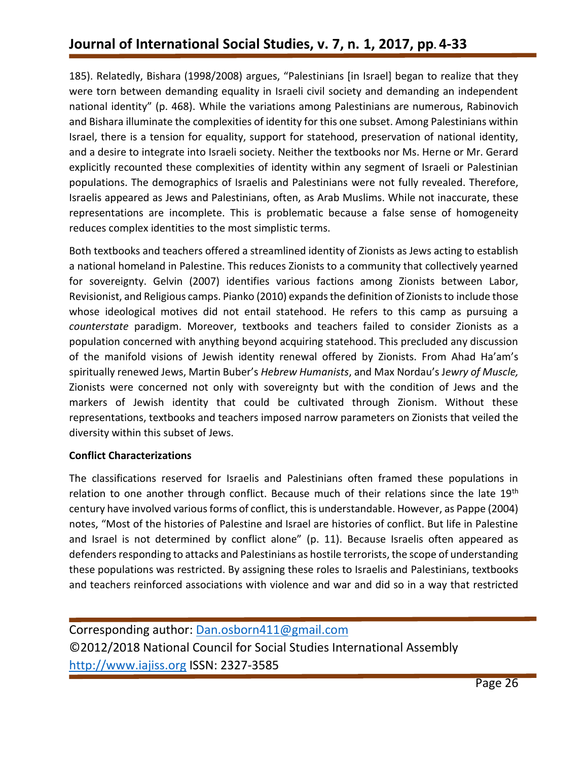185). Relatedly, Bishara (1998/2008) argues, "Palestinians [in Israel] began to realize that they were torn between demanding equality in Israeli civil society and demanding an independent national identity" (p. 468). While the variations among Palestinians are numerous, Rabinovich and Bishara illuminate the complexities of identity for this one subset. Among Palestinians within Israel, there is a tension for equality, support for statehood, preservation of national identity, and a desire to integrate into Israeli society. Neither the textbooks nor Ms. Herne or Mr. Gerard explicitly recounted these complexities of identity within any segment of Israeli or Palestinian populations. The demographics of Israelis and Palestinians were not fully revealed. Therefore, Israelis appeared as Jews and Palestinians, often, as Arab Muslims. While not inaccurate, these representations are incomplete. This is problematic because a false sense of homogeneity reduces complex identities to the most simplistic terms.

Both textbooks and teachers offered a streamlined identity of Zionists as Jews acting to establish a national homeland in Palestine. This reduces Zionists to a community that collectively yearned for sovereignty. Gelvin (2007) identifies various factions among Zionists between Labor, Revisionist, and Religious camps. Pianko (2010) expands the definition of Zionists to include those whose ideological motives did not entail statehood. He refers to this camp as pursuing a *counterstate* paradigm. Moreover, textbooks and teachers failed to consider Zionists as a population concerned with anything beyond acquiring statehood. This precluded any discussion of the manifold visions of Jewish identity renewal offered by Zionists. From Ahad Ha'am's spiritually renewed Jews, Martin Buber's *Hebrew Humanists*, and Max Nordau's *Jewry of Muscle,* Zionists were concerned not only with sovereignty but with the condition of Jews and the markers of Jewish identity that could be cultivated through Zionism. Without these representations, textbooks and teachers imposed narrow parameters on Zionists that veiled the diversity within this subset of Jews.

**Conflict Characterizations**

The classifications reserved for Israelis and Palestinians often framed these populations in relation to one another through conflict. Because much of their relations since the late 19th century have involved various forms of conflict, this is understandable. However, as Pappe (2004) notes, "Most of the histories of Palestine and Israel are histories of conflict. But life in Palestine and Israel is not determined by conflict alone" (p. 11). Because Israelis often appeared as defenders responding to attacks and Palestinians as hostile terrorists, the scope of understanding these populations was restricted. By assigning these roles to Israelis and Palestinians, textbooks and teachers reinforced associations with violence and war and did so in a way that restricted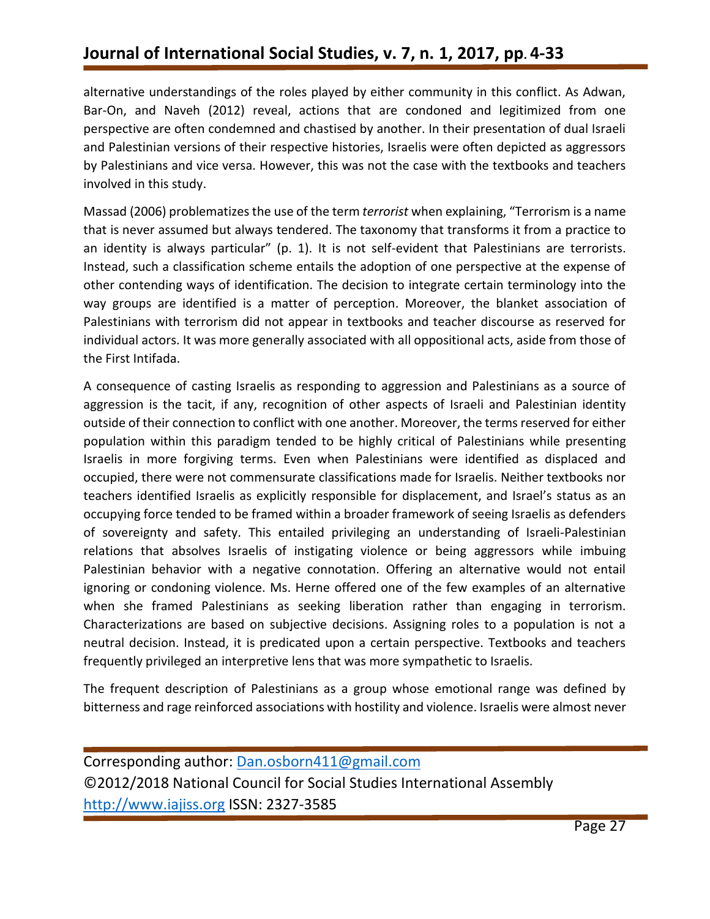alternative understandings of the roles played by either community in this conflict. As Adwan, Bar-On, and Naveh (2012) reveal, actions that are condoned and legitimized from one perspective are often condemned and chastised by another. In their presentation of dual Israeli and Palestinian versions of their respective histories, Israelis were often depicted as aggressors by Palestinians and vice versa. However, this was not the case with the textbooks and teachers involved in this study.

Massad (2006) problematizes the use of the term *terrorist* when explaining, "Terrorism is a name that is never assumed but always tendered. The taxonomy that transforms it from a practice to an identity is always particular" (p. 1). It is not self-evident that Palestinians are terrorists. Instead, such a classification scheme entails the adoption of one perspective at the expense of other contending ways of identification. The decision to integrate certain terminology into the way groups are identified is a matter of perception. Moreover, the blanket association of Palestinians with terrorism did not appear in textbooks and teacher discourse as reserved for individual actors. It was more generally associated with all oppositional acts, aside from those of the First Intifada.

A consequence of casting Israelis as responding to aggression and Palestinians as a source of aggression is the tacit, if any, recognition of other aspects of Israeli and Palestinian identity outside of their connection to conflict with one another. Moreover, the terms reserved for either population within this paradigm tended to be highly critical of Palestinians while presenting Israelis in more forgiving terms. Even when Palestinians were identified as displaced and occupied, there were not commensurate classifications made for Israelis. Neither textbooks nor teachers identified Israelis as explicitly responsible for displacement, and Israel's status as an occupying force tended to be framed within a broader framework of seeing Israelis as defenders of sovereignty and safety. This entailed privileging an understanding of Israeli-Palestinian relations that absolves Israelis of instigating violence or being aggressors while imbuing Palestinian behavior with a negative connotation. Offering an alternative would not entail ignoring or condoning violence. Ms. Herne offered one of the few examples of an alternative when she framed Palestinians as seeking liberation rather than engaging in terrorism. Characterizations are based on subjective decisions. Assigning roles to a population is not a neutral decision. Instead, it is predicated upon a certain perspective. Textbooks and teachers frequently privileged an interpretive lens that was more sympathetic to Israelis.

The frequent description of Palestinians as a group whose emotional range was defined by bitterness and rage reinforced associations with hostility and violence. Israelis were almost never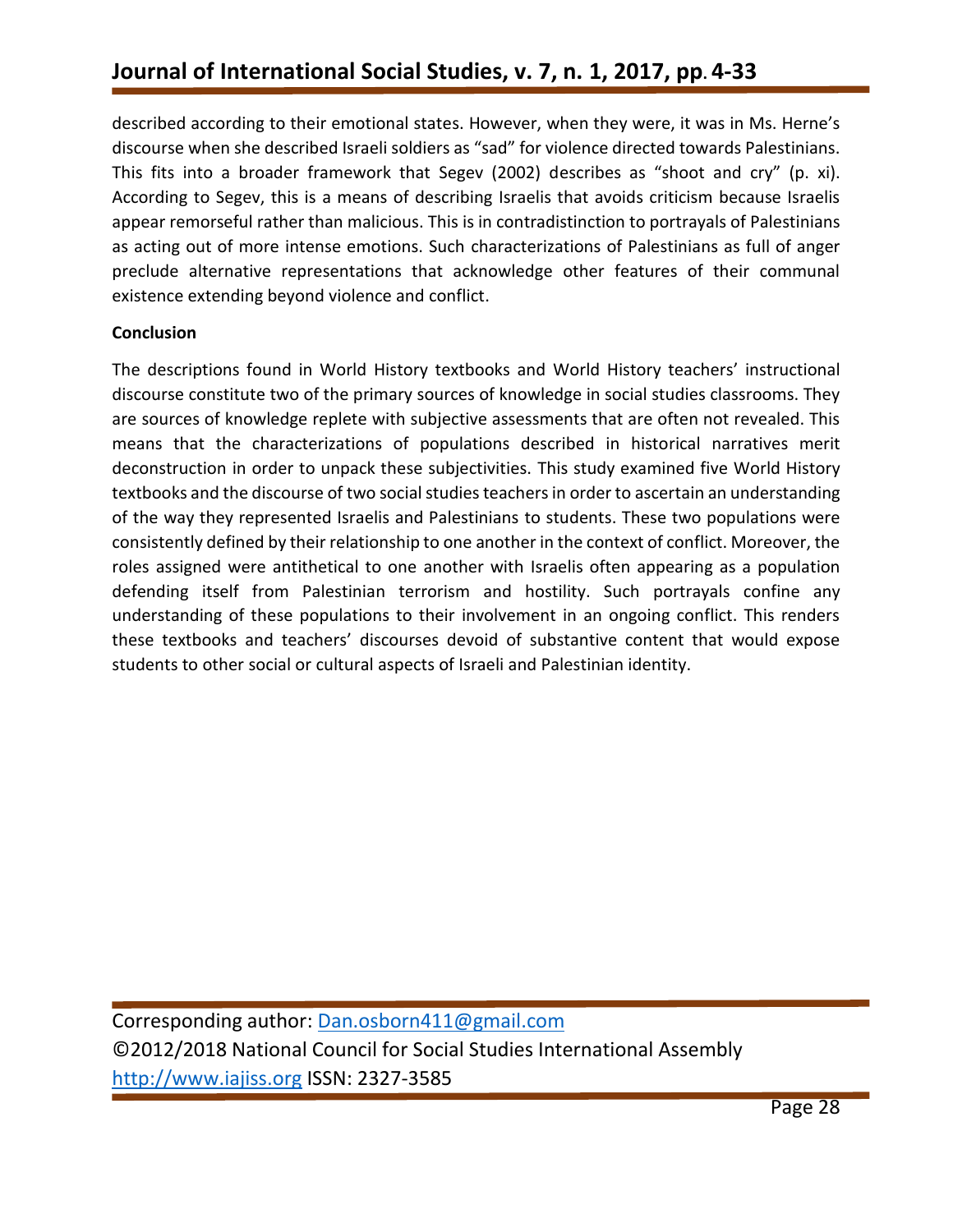described according to their emotional states. However, when they were, it was in Ms. Herne's discourse when she described Israeli soldiers as "sad" for violence directed towards Palestinians. This fits into a broader framework that Segev (2002) describes as "shoot and cry" (p. xi). According to Segev, this is a means of describing Israelis that avoids criticism because Israelis appear remorseful rather than malicious. This is in contradistinction to portrayals of Palestinians as acting out of more intense emotions. Such characterizations of Palestinians as full of anger preclude alternative representations that acknowledge other features of their communal existence extending beyond violence and conflict.

**Conclusion**

The descriptions found in World History textbooks and World History teachers' instructional discourse constitute two of the primary sources of knowledge in social studies classrooms. They are sources of knowledge replete with subjective assessments that are often not revealed. This means that the characterizations of populations described in historical narratives merit deconstruction in order to unpack these subjectivities. This study examined five World History textbooks and the discourse of two social studies teachers in order to ascertain an understanding of the way they represented Israelis and Palestinians to students. These two populations were consistently defined by their relationship to one another in the context of conflict. Moreover, the roles assigned were antithetical to one another with Israelis often appearing as a population defending itself from Palestinian terrorism and hostility. Such portrayals confine any understanding of these populations to their involvement in an ongoing conflict. This renders these textbooks and teachers' discourses devoid of substantive content that would expose students to other social or cultural aspects of Israeli and Palestinian identity.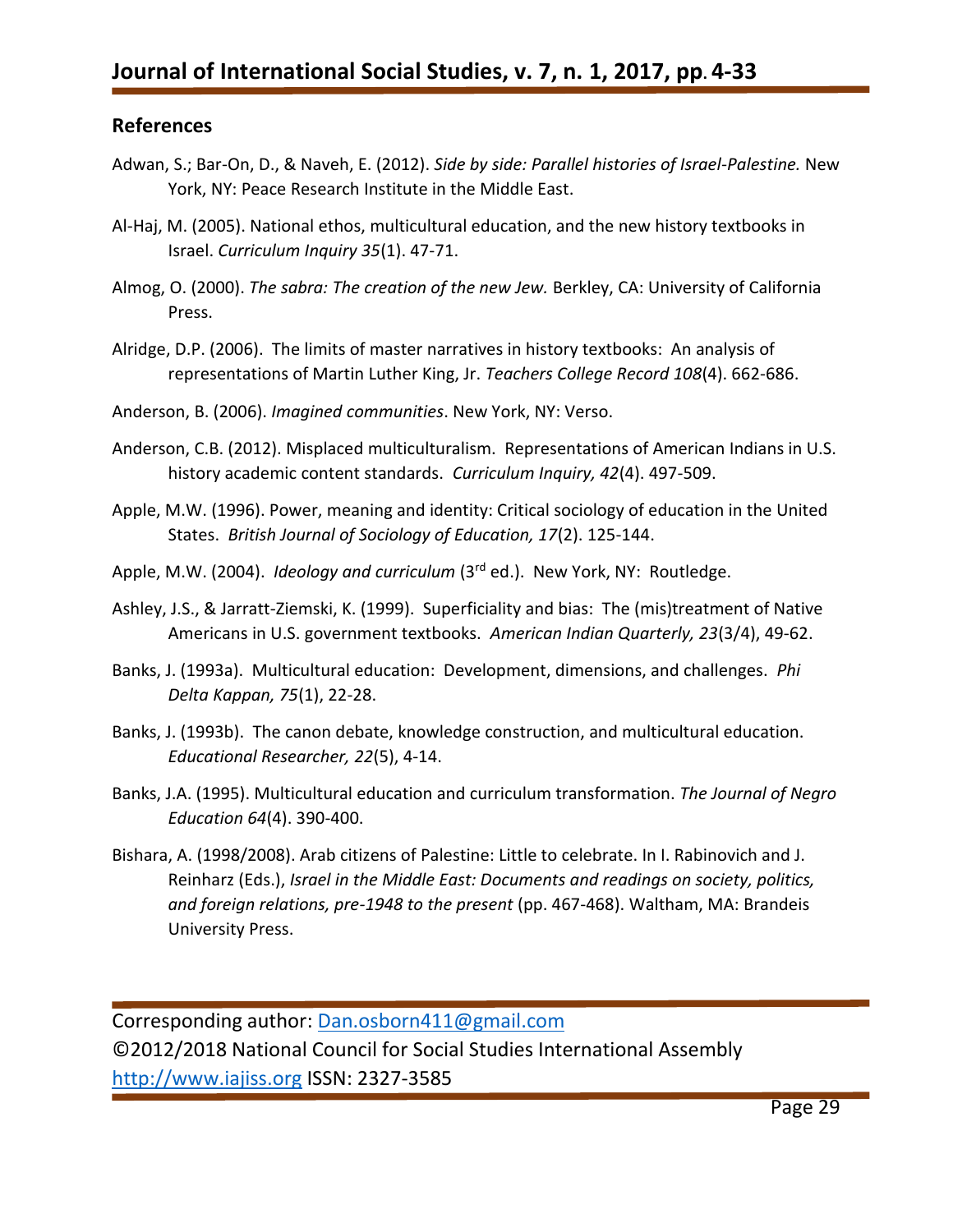## References

Adwan, S.; Bar-On, D., & Naveh, E. (2012). *Side by side: Parallel histories of Israel-Palestine.* New York, NY: Peace Research Institute in the Middle East.

Al-Haj, M. (2005). National ethos, multicultural education, and the new history textbooks in Israel. *Curriculum Inquiry 35*(1). 47-71.

Almog, O. (2000). *The sabra: The creation of the new Jew.* Berkley, CA: University of California Press.

Alridge, D.P. (2006). The limits of master narratives in history textbooks: An analysis of representations of Martin Luther King, Jr. *Teachers College Record 108*(4). 662-686.

Anderson, B. (2006). *Imagined communities*. New York, NY: Verso.

Anderson, C.B. (2012). Misplaced multiculturalism. Representations of American Indians in U.S. history academic content standards. *Curriculum Inquiry, 42*(4). 497-509.

Apple, M.W. (1996). Power, meaning and identity: Critical sociology of education in the United States. *British Journal of Sociology of Education, 17*(2). 125-144.

Apple, M.W. (2004). *Ideology and curriculum* (3rd ed.). New York, NY: Routledge.

Ashley, J.S., & Jarratt-Ziemski, K. (1999). Superficiality and bias: The (mis)treatment of Native Americans in U.S. government textbooks. *American Indian Quarterly, 23*(3/4), 49-62.

Banks, J. (1993a). Multicultural education: Development, dimensions, and challenges. *Phi Delta Kappan, 75*(1), 22-28.

Banks, J. (1993b). The canon debate, knowledge construction, and multicultural education. *Educational Researcher, 22*(5), 4-14.

Banks, J.A. (1995). Multicultural education and curriculum transformation. *The Journal of Negro Education 64*(4). 390-400.

Bishara, A. (1998/2008). Arab citizens of Palestine: Little to celebrate. In I. Rabinovich and J. Reinharz (Eds.), *Israel in the Middle East: Documents and readings on society, politics, and foreign relations, pre-1948 to the present* (pp. 467-468). Waltham, MA: Brandeis University Press.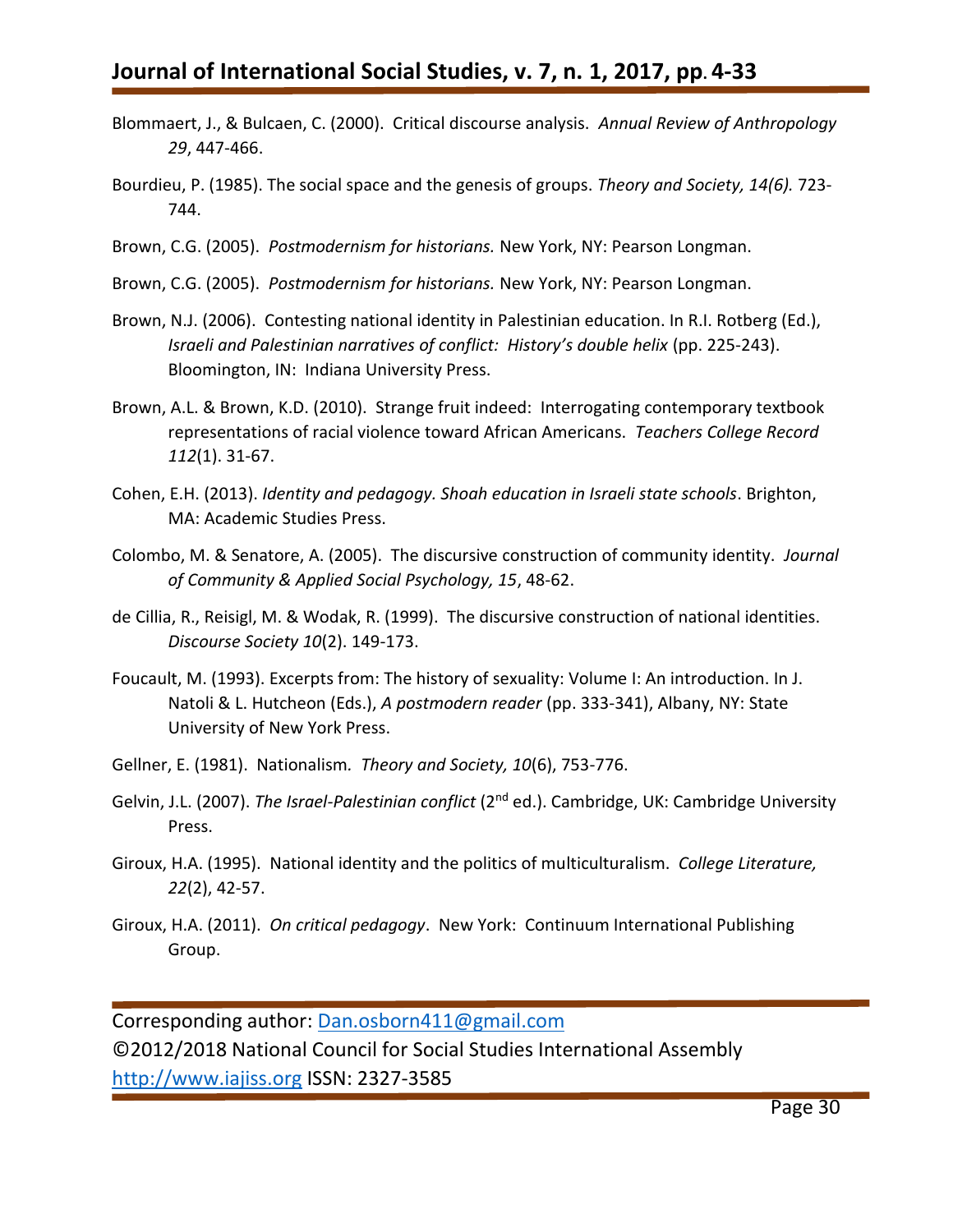Blommaert, J., & Bulcaen, C. (2000). Critical discourse analysis. *Annual Review of Anthropology 29*, 447-466.

Bourdieu, P. (1985). The social space and the genesis of groups. *Theory and Society, 14(6).* 723-744.

Brown, C.G. (2005). *Postmodernism for historians.* New York, NY: Pearson Longman.

Brown, C.G. (2005). *Postmodernism for historians.* New York, NY: Pearson Longman.

Brown, N.J. (2006). Contesting national identity in Palestinian education. In R.I. Rotberg (Ed.), *Israeli and Palestinian narratives of conflict: History's double helix* (pp. 225-243). Bloomington, IN: Indiana University Press.

Brown, A.L. & Brown, K.D. (2010). Strange fruit indeed: Interrogating contemporary textbook representations of racial violence toward African Americans. *Teachers College Record 112*(1). 31-67.

Cohen, E.H. (2013). *Identity and pedagogy. Shoah education in Israeli state schools*. Brighton, MA: Academic Studies Press.

Colombo, M. & Senatore, A. (2005). The discursive construction of community identity. *Journal of Community & Applied Social Psychology, 15*, 48-62.

de Cillia, R., Reisigl, M. & Wodak, R. (1999). The discursive construction of national identities. *Discourse Society 10*(2). 149-173.

Foucault, M. (1993). Excerpts from: The history of sexuality: Volume I: An introduction. In J. Natoli & L. Hutcheon (Eds.), *A postmodern reader* (pp. 333-341), Albany, NY: State University of New York Press.

Gellner, E. (1981). Nationalism. *Theory and Society, 10*(6), 753-776.

Gelvin, J.L. (2007). *The Israel-Palestinian conflict* (2nd ed.). Cambridge, UK: Cambridge University Press.

Giroux, H.A. (1995). National identity and the politics of multiculturalism. *College Literature, 22*(2), 42-57.

Giroux, H.A. (2011). *On critical pedagogy*. New York: Continuum International Publishing Group.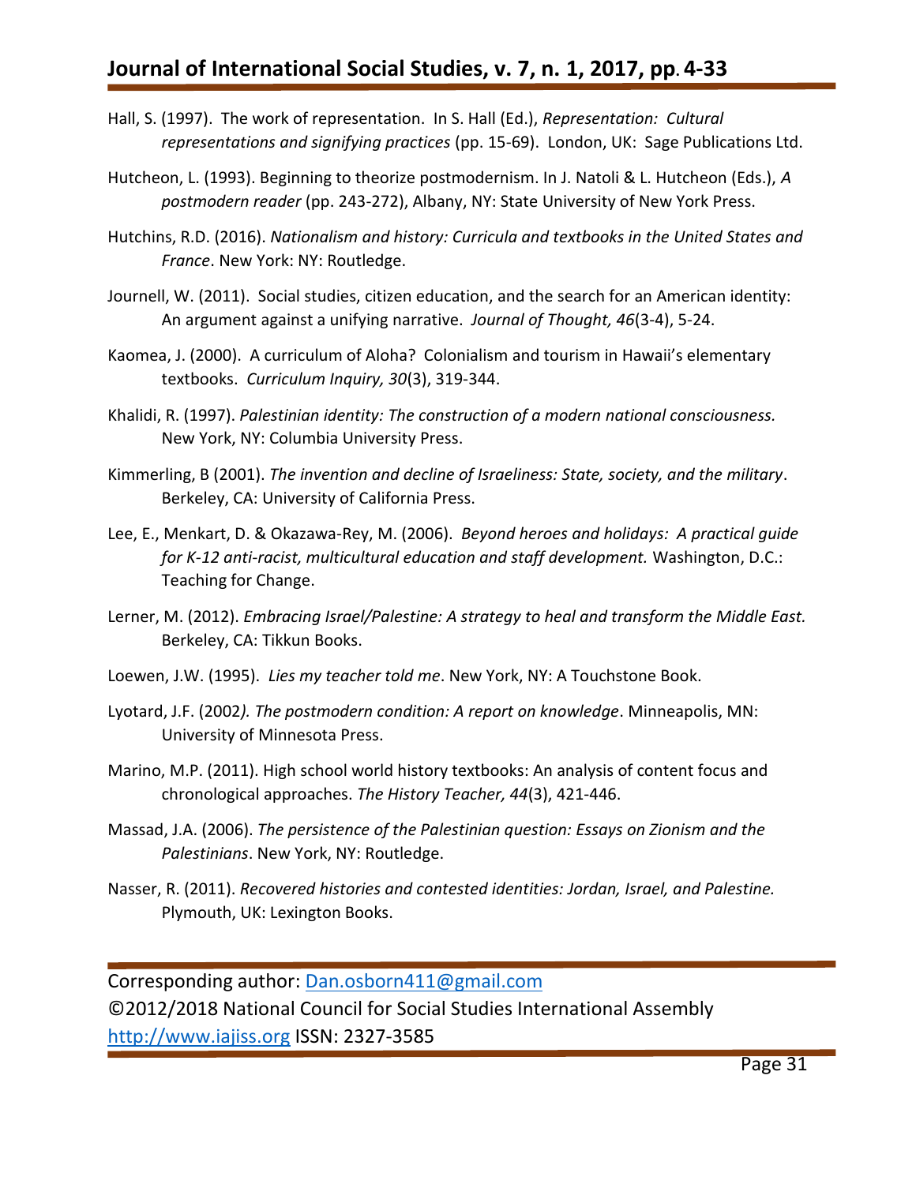Hall, S. (1997). The work of representation. In S. Hall (Ed.), *Representation: Cultural representations and signifying practices* (pp. 15-69). London, UK: Sage Publications Ltd.

Hutcheon, L. (1993). Beginning to theorize postmodernism. In J. Natoli & L. Hutcheon (Eds.), *A postmodern reader* (pp. 243-272), Albany, NY: State University of New York Press.

Hutchins, R.D. (2016). *Nationalism and history: Curricula and textbooks in the United States and France*. New York: NY: Routledge.

Journell, W. (2011). Social studies, citizen education, and the search for an American identity: An argument against a unifying narrative. *Journal of Thought, 46*(3-4), 5-24.

Kaomea, J. (2000). A curriculum of Aloha? Colonialism and tourism in Hawaii's elementary textbooks. *Curriculum Inquiry, 30*(3), 319-344.

Khalidi, R. (1997). *Palestinian identity: The construction of a modern national consciousness.* New York, NY: Columbia University Press.

Kimmerling, B (2001). *The invention and decline of Israeliness: State, society, and the military*. Berkeley, CA: University of California Press.

Lee, E., Menkart, D. & Okazawa-Rey, M. (2006). *Beyond heroes and holidays: A practical guide for K-12 anti-racist, multicultural education and staff development.* Washington, D.C.: Teaching for Change.

Lerner, M. (2012). *Embracing Israel/Palestine: A strategy to heal and transform the Middle East.* Berkeley, CA: Tikkun Books.

Loewen, J.W. (1995). *Lies my teacher told me*. New York, NY: A Touchstone Book.

Lyotard, J.F. (2002*). The postmodern condition: A report on knowledge*. Minneapolis, MN: University of Minnesota Press.

Marino, M.P. (2011). High school world history textbooks: An analysis of content focus and chronological approaches. *The History Teacher, 44*(3), 421-446.

Massad, J.A. (2006). *The persistence of the Palestinian question: Essays on Zionism and the Palestinians*. New York, NY: Routledge.

Nasser, R. (2011). *Recovered histories and contested identities: Jordan, Israel, and Palestine.* Plymouth, UK: Lexington Books.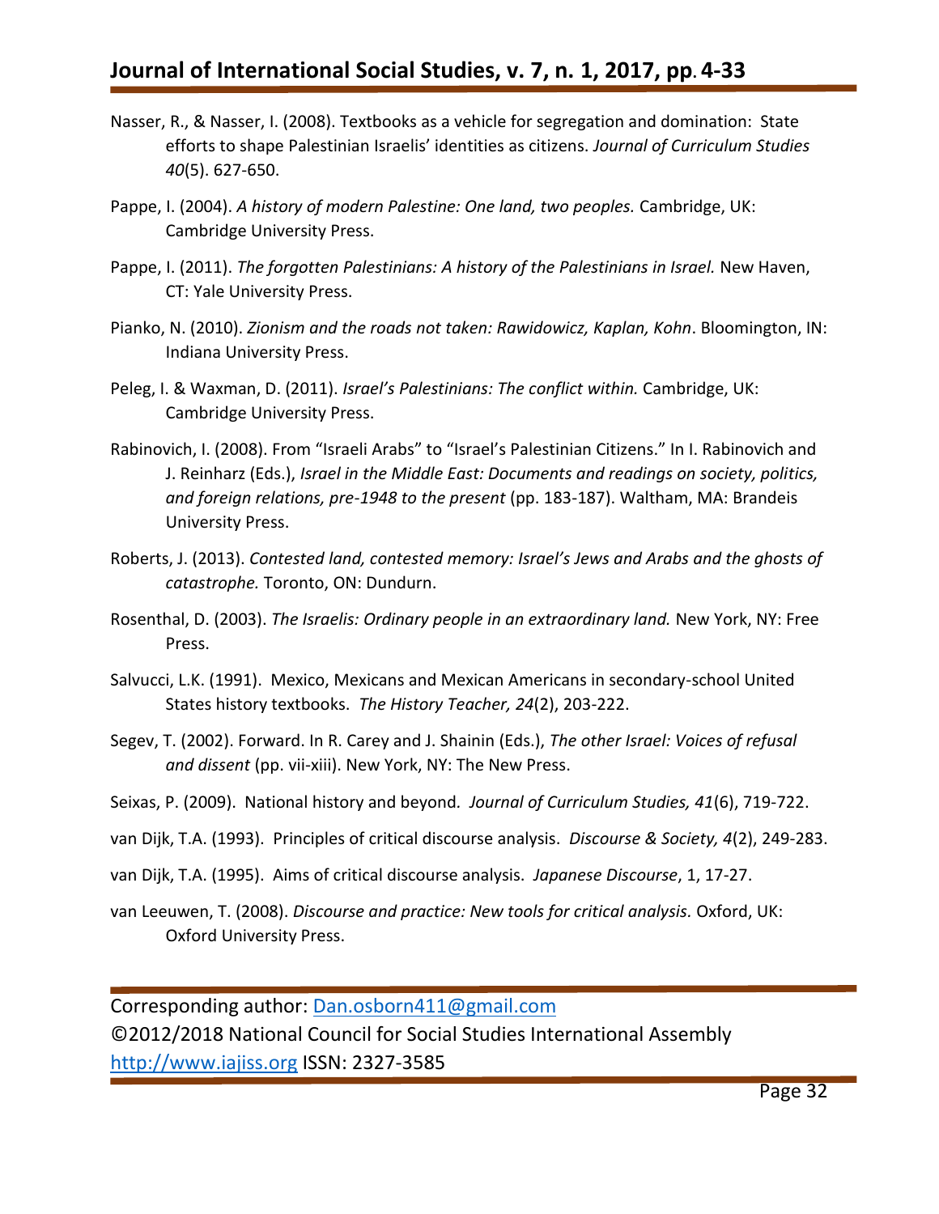Nasser, R., & Nasser, I. (2008). Textbooks as a vehicle for segregation and domination: State efforts to shape Palestinian Israelis' identities as citizens. *Journal of Curriculum Studies 40*(5). 627-650.

Pappe, I. (2004). *A history of modern Palestine: One land, two peoples.* Cambridge, UK: Cambridge University Press.

Pappe, I. (2011). *The forgotten Palestinians: A history of the Palestinians in Israel.* New Haven, CT: Yale University Press.

Pianko, N. (2010). *Zionism and the roads not taken: Rawidowicz, Kaplan, Kohn*. Bloomington, IN: Indiana University Press.

Peleg, I. & Waxman, D. (2011). *Israel's Palestinians: The conflict within.* Cambridge, UK: Cambridge University Press.

Rabinovich, I. (2008). From "Israeli Arabs" to "Israel's Palestinian Citizens." In I. Rabinovich and J. Reinharz (Eds.), *Israel in the Middle East: Documents and readings on society, politics, and foreign relations, pre-1948 to the present* (pp. 183-187). Waltham, MA: Brandeis University Press.

Roberts, J. (2013). *Contested land, contested memory: Israel's Jews and Arabs and the ghosts of catastrophe.* Toronto, ON: Dundurn.

Rosenthal, D. (2003). *The Israelis: Ordinary people in an extraordinary land.* New York, NY: Free Press.

Salvucci, L.K. (1991). Mexico, Mexicans and Mexican Americans in secondary-school United States history textbooks. *The History Teacher, 24*(2), 203-222.

Segev, T. (2002). Forward. In R. Carey and J. Shainin (Eds.), *The other Israel: Voices of refusal and dissent* (pp. vii-xiii). New York, NY: The New Press.

Seixas, P. (2009). National history and beyond. *Journal of Curriculum Studies, 41*(6), 719-722.

van Dijk, T.A. (1993). Principles of critical discourse analysis. *Discourse & Society, 4*(2), 249-283.

van Dijk, T.A. (1995). Aims of critical discourse analysis. *Japanese Discourse*, 1, 17-27.

van Leeuwen, T. (2008). *Discourse and practice: New tools for critical analysis.* Oxford, UK: Oxford University Press.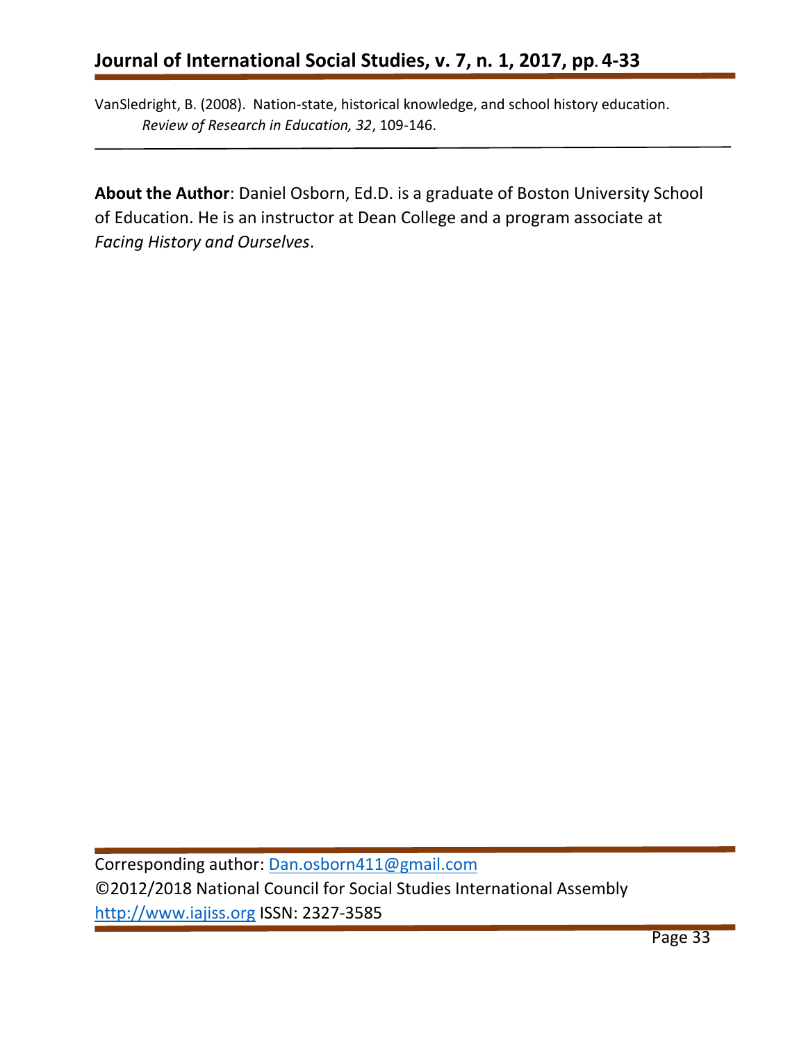VanSledright, B. (2008). Nation-state, historical knowledge, and school history education. *Review of Research in Education, 32*, 109-146.

---

**About the Author**: Daniel Osborn, Ed.D. is a graduate of Boston University School of Education. He is an instructor at Dean College and a program associate at *Facing History and Ourselves*.

Corresponding author: Dan.osborn411@gmail.com